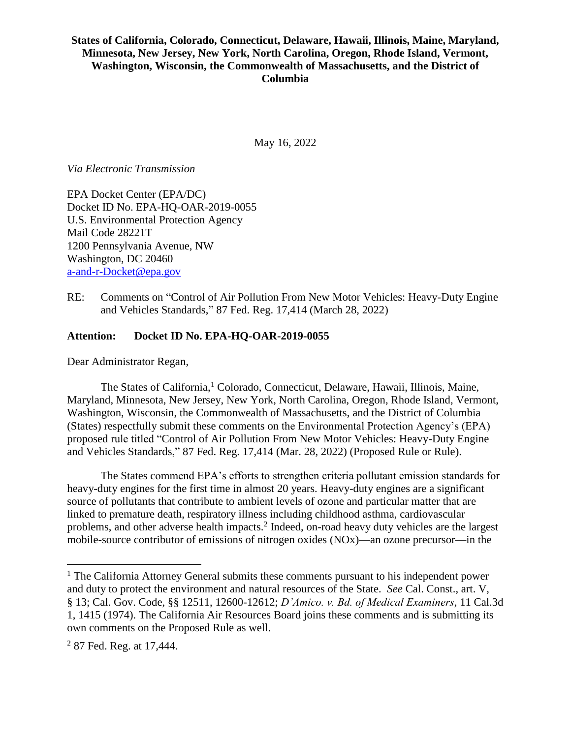**States of California, Colorado, Connecticut, Delaware, Hawaii, Illinois, Maine, Maryland, Minnesota, New Jersey, New York, North Carolina, Oregon, Rhode Island, Vermont, Washington, Wisconsin, the Commonwealth of Massachusetts, and the District of Columbia**

May 16, 2022

*Via Electronic Transmission*

EPA Docket Center (EPA/DC)
Docket ID No. EPA-HQ-OAR-2019-0055
U.S. Environmental Protection Agency
Mail Code 28221T
1200 Pennsylvania Avenue, NW
Washington, DC 20460
a-and-r-Docket@epa.gov

RE: Comments on "Control of Air Pollution From New Motor Vehicles: Heavy-Duty Engine and Vehicles Standards," 87 Fed. Reg. 17,414 (March 28, 2022)

**Attention: Docket ID No. EPA-HQ-OAR-2019-0055**

Dear Administrator Regan,

The States of California,[1] Colorado, Connecticut, Delaware, Hawaii, Illinois, Maine, Maryland, Minnesota, New Jersey, New York, North Carolina, Oregon, Rhode Island, Vermont, Washington, Wisconsin, the Commonwealth of Massachusetts, and the District of Columbia (States) respectfully submit these comments on the Environmental Protection Agency's (EPA) proposed rule titled "Control of Air Pollution From New Motor Vehicles: Heavy-Duty Engine and Vehicles Standards," 87 Fed. Reg. 17,414 (Mar. 28, 2022) (Proposed Rule or Rule).

The States commend EPA's efforts to strengthen criteria pollutant emission standards for heavy-duty engines for the first time in almost 20 years. Heavy-duty engines are a significant source of pollutants that contribute to ambient levels of ozone and particular matter that are linked to premature death, respiratory illness including childhood asthma, cardiovascular problems, and other adverse health impacts.[2] Indeed, on-road heavy duty vehicles are the largest mobile-source contributor of emissions of nitrogen oxides (NOx)—an ozone precursor—in the

---

[1] The California Attorney General submits these comments pursuant to his independent power and duty to protect the environment and natural resources of the State. *See* Cal. Const., art. V, § 13; Cal. Gov. Code, §§ 12511, 12600-12612; *D'Amico. v. Bd. of Medical Examiners*, 11 Cal.3d 1, 1415 (1974). The California Air Resources Board joins these comments and is submitting its own comments on the Proposed Rule as well.

[2] 87 Fed. Reg. at 17,444.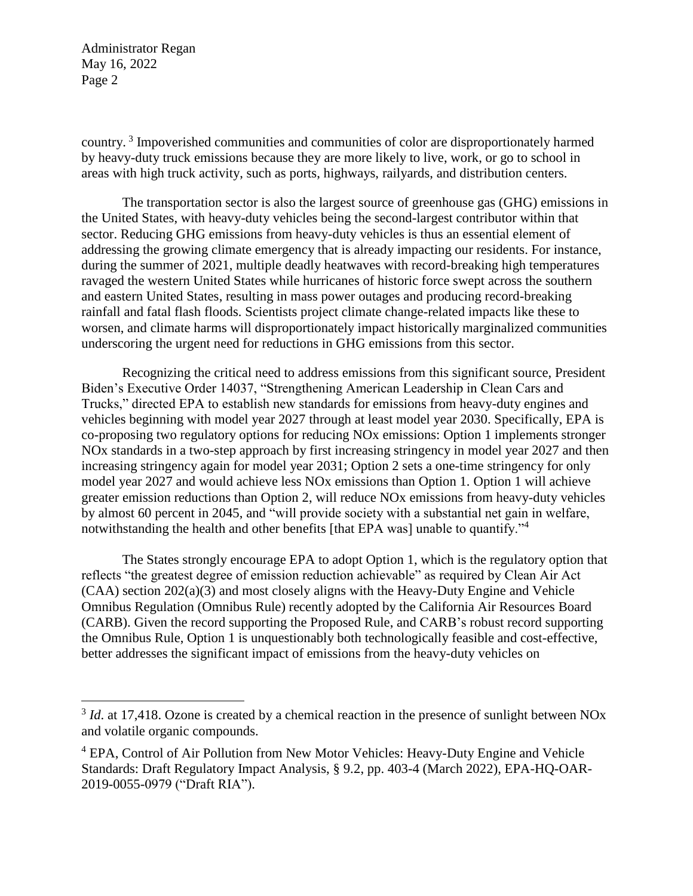country.[3] Impoverished communities and communities of color are disproportionately harmed by heavy-duty truck emissions because they are more likely to live, work, or go to school in areas with high truck activity, such as ports, highways, railyards, and distribution centers.

The transportation sector is also the largest source of greenhouse gas (GHG) emissions in the United States, with heavy-duty vehicles being the second-largest contributor within that sector. Reducing GHG emissions from heavy-duty vehicles is thus an essential element of addressing the growing climate emergency that is already impacting our residents. For instance, during the summer of 2021, multiple deadly heatwaves with record-breaking high temperatures ravaged the western United States while hurricanes of historic force swept across the southern and eastern United States, resulting in mass power outages and producing record-breaking rainfall and fatal flash floods. Scientists project climate change-related impacts like these to worsen, and climate harms will disproportionately impact historically marginalized communities underscoring the urgent need for reductions in GHG emissions from this sector.

Recognizing the critical need to address emissions from this significant source, President Biden's Executive Order 14037, "Strengthening American Leadership in Clean Cars and Trucks," directed EPA to establish new standards for emissions from heavy-duty engines and vehicles beginning with model year 2027 through at least model year 2030. Specifically, EPA is co-proposing two regulatory options for reducing NOx emissions: Option 1 implements stronger NOx standards in a two-step approach by first increasing stringency in model year 2027 and then increasing stringency again for model year 2031; Option 2 sets a one-time stringency for only model year 2027 and would achieve less NOx emissions than Option 1. Option 1 will achieve greater emission reductions than Option 2, will reduce NOx emissions from heavy-duty vehicles by almost 60 percent in 2045, and "will provide society with a substantial net gain in welfare, notwithstanding the health and other benefits [that EPA was] unable to quantify."[4]

The States strongly encourage EPA to adopt Option 1, which is the regulatory option that reflects "the greatest degree of emission reduction achievable" as required by Clean Air Act (CAA) section 202(a)(3) and most closely aligns with the Heavy-Duty Engine and Vehicle Omnibus Regulation (Omnibus Rule) recently adopted by the California Air Resources Board (CARB). Given the record supporting the Proposed Rule, and CARB's robust record supporting the Omnibus Rule, Option 1 is unquestionably both technologically feasible and cost-effective, better addresses the significant impact of emissions from the heavy-duty vehicles on

---

[3] *Id.* at 17,418. Ozone is created by a chemical reaction in the presence of sunlight between NOx and volatile organic compounds.

[4] EPA, Control of Air Pollution from New Motor Vehicles: Heavy-Duty Engine and Vehicle Standards: Draft Regulatory Impact Analysis, § 9.2, pp. 403-4 (March 2022), EPA-HQ-OAR-2019-0055-0979 ("Draft RIA").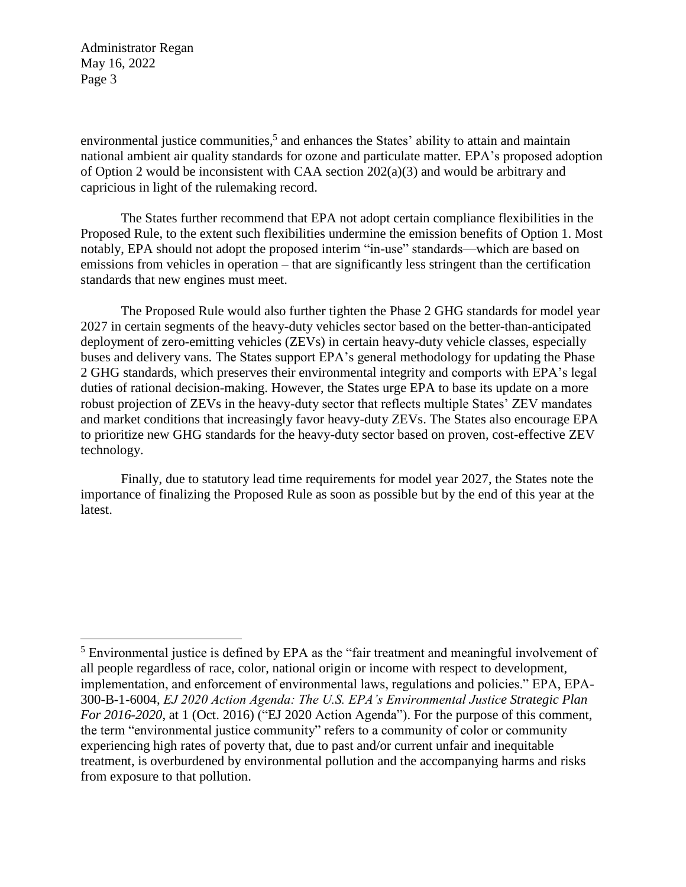environmental justice communities,[5] and enhances the States' ability to attain and maintain national ambient air quality standards for ozone and particulate matter. EPA's proposed adoption of Option 2 would be inconsistent with CAA section 202(a)(3) and would be arbitrary and capricious in light of the rulemaking record.

The States further recommend that EPA not adopt certain compliance flexibilities in the Proposed Rule, to the extent such flexibilities undermine the emission benefits of Option 1. Most notably, EPA should not adopt the proposed interim "in-use" standards—which are based on emissions from vehicles in operation – that are significantly less stringent than the certification standards that new engines must meet.

The Proposed Rule would also further tighten the Phase 2 GHG standards for model year 2027 in certain segments of the heavy-duty vehicles sector based on the better-than-anticipated deployment of zero-emitting vehicles (ZEVs) in certain heavy-duty vehicle classes, especially buses and delivery vans. The States support EPA's general methodology for updating the Phase 2 GHG standards, which preserves their environmental integrity and comports with EPA's legal duties of rational decision-making. However, the States urge EPA to base its update on a more robust projection of ZEVs in the heavy-duty sector that reflects multiple States' ZEV mandates and market conditions that increasingly favor heavy-duty ZEVs. The States also encourage EPA to prioritize new GHG standards for the heavy-duty sector based on proven, cost-effective ZEV technology.

Finally, due to statutory lead time requirements for model year 2027, the States note the importance of finalizing the Proposed Rule as soon as possible but by the end of this year at the latest.

---

[5] Environmental justice is defined by EPA as the "fair treatment and meaningful involvement of all people regardless of race, color, national origin or income with respect to development, implementation, and enforcement of environmental laws, regulations and policies." EPA, EPA-300-B-1-6004, *EJ 2020 Action Agenda: The U.S. EPA's Environmental Justice Strategic Plan For 2016-2020*, at 1 (Oct. 2016) ("EJ 2020 Action Agenda"). For the purpose of this comment, the term "environmental justice community" refers to a community of color or community experiencing high rates of poverty that, due to past and/or current unfair and inequitable treatment, is overburdened by environmental pollution and the accompanying harms and risks from exposure to that pollution.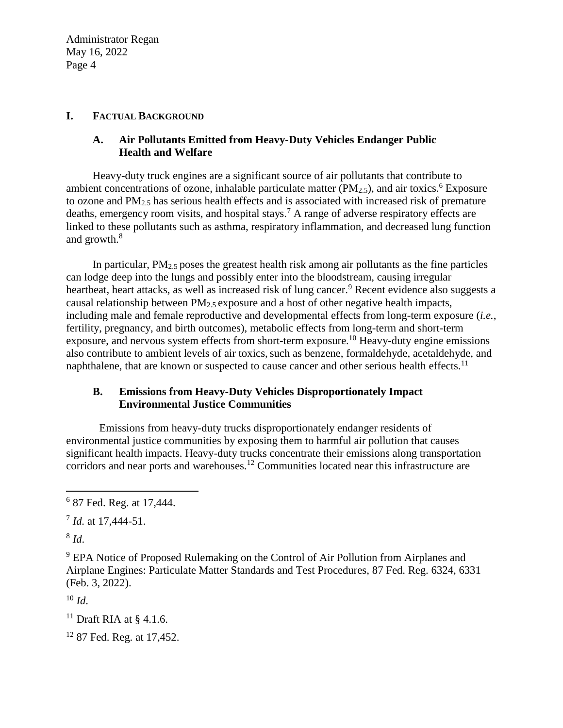## I. FACTUAL BACKGROUND

### A. Air Pollutants Emitted from Heavy-Duty Vehicles Endanger Public Health and Welfare

Heavy-duty truck engines are a significant source of air pollutants that contribute to ambient concentrations of ozone, inhalable particulate matter ($PM_{2.5}$), and air toxics.[6] Exposure to ozone and $PM_{2.5}$ has serious health effects and is associated with increased risk of premature deaths, emergency room visits, and hospital stays.[7] A range of adverse respiratory effects are linked to these pollutants such as asthma, respiratory inflammation, and decreased lung function and growth.[8]

In particular, $PM_{2.5}$ poses the greatest health risk among air pollutants as the fine particles can lodge deep into the lungs and possibly enter into the bloodstream, causing irregular heartbeat, heart attacks, as well as increased risk of lung cancer.[9] Recent evidence also suggests a causal relationship between $PM_{2.5}$ exposure and a host of other negative health impacts, including male and female reproductive and developmental effects from long-term exposure (*i.e.*, fertility, pregnancy, and birth outcomes), metabolic effects from long-term and short-term exposure, and nervous system effects from short-term exposure.[10] Heavy-duty engine emissions also contribute to ambient levels of air toxics, such as benzene, formaldehyde, acetaldehyde, and naphthalene, that are known or suspected to cause cancer and other serious health effects.[11]

### B. Emissions from Heavy-Duty Vehicles Disproportionately Impact Environmental Justice Communities

Emissions from heavy-duty trucks disproportionately endanger residents of environmental justice communities by exposing them to harmful air pollution that causes significant health impacts. Heavy-duty trucks concentrate their emissions along transportation corridors and near ports and warehouses.[12] Communities located near this infrastructure are

---

[6] 87 Fed. Reg. at 17,444.

[7] *Id.* at 17,444-51.

[8] *Id.*

[9] EPA Notice of Proposed Rulemaking on the Control of Air Pollution from Airplanes and Airplane Engines: Particulate Matter Standards and Test Procedures, 87 Fed. Reg. 6324, 6331 (Feb. 3, 2022).

[10] *Id*.

[11] Draft RIA at § 4.1.6.

[12] 87 Fed. Reg. at 17,452.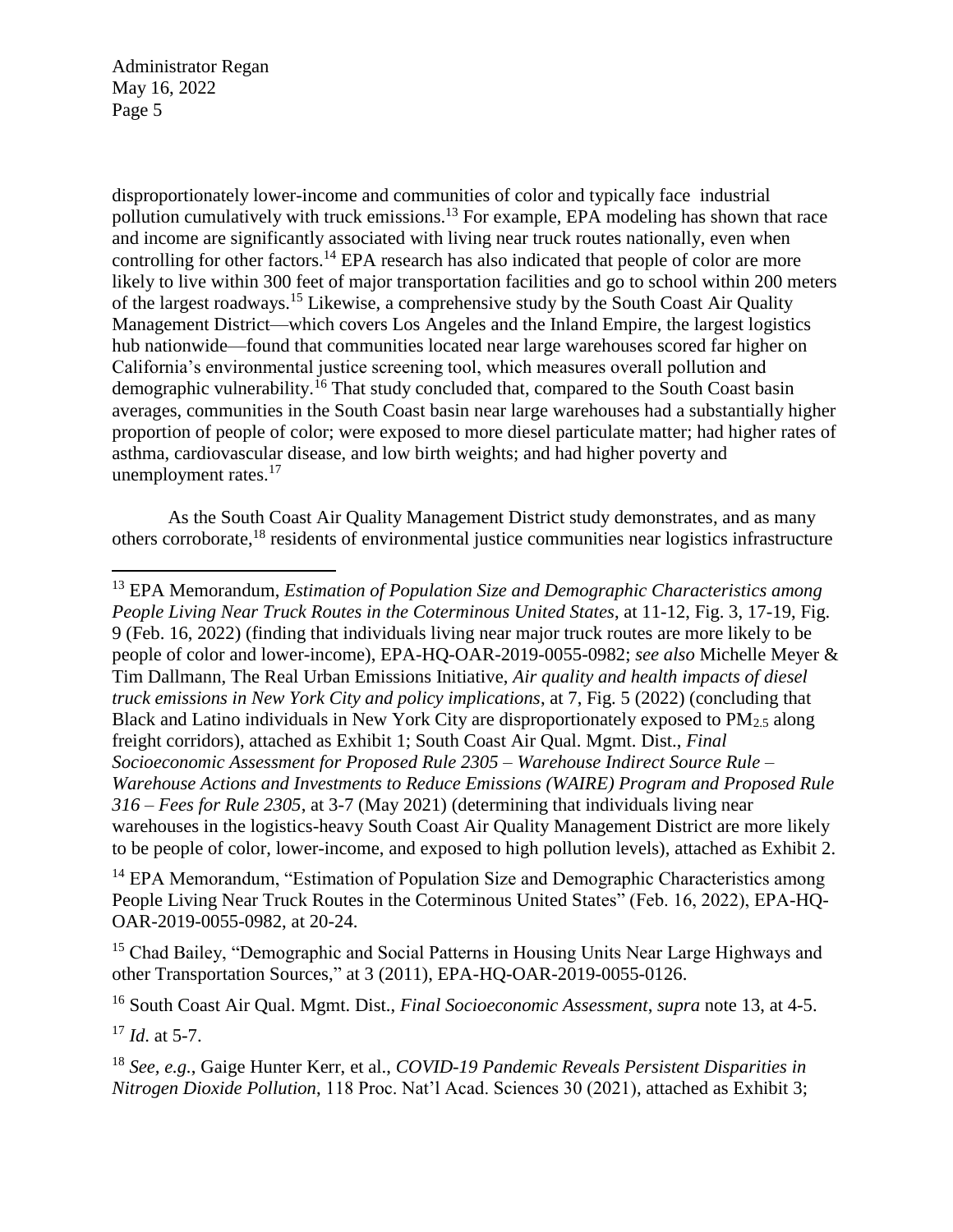disproportionately lower-income and communities of color and typically face industrial pollution cumulatively with truck emissions.[13] For example, EPA modeling has shown that race and income are significantly associated with living near truck routes nationally, even when controlling for other factors.[14] EPA research has also indicated that people of color are more likely to live within 300 feet of major transportation facilities and go to school within 200 meters of the largest roadways.[15] Likewise, a comprehensive study by the South Coast Air Quality Management District—which covers Los Angeles and the Inland Empire, the largest logistics hub nationwide—found that communities located near large warehouses scored far higher on California's environmental justice screening tool, which measures overall pollution and demographic vulnerability.[16] That study concluded that, compared to the South Coast basin averages, communities in the South Coast basin near large warehouses had a substantially higher proportion of people of color; were exposed to more diesel particulate matter; had higher rates of asthma, cardiovascular disease, and low birth weights; and had higher poverty and unemployment rates.[17]

As the South Coast Air Quality Management District study demonstrates, and as many others corroborate,[18] residents of environmental justice communities near logistics infrastructure

---

[13] EPA Memorandum, *Estimation of Population Size and Demographic Characteristics among People Living Near Truck Routes in the Coterminous United States*, at 11-12, Fig. 3, 17-19, Fig. 9 (Feb. 16, 2022) (finding that individuals living near major truck routes are more likely to be people of color and lower-income), EPA-HQ-OAR-2019-0055-0982; *see also* Michelle Meyer & Tim Dallmann, The Real Urban Emissions Initiative, *Air quality and health impacts of diesel truck emissions in New York City and policy implications*, at 7, Fig. 5 (2022) (concluding that Black and Latino individuals in New York City are disproportionately exposed to $PM_{2.5}$ along freight corridors), attached as Exhibit 1; South Coast Air Qual. Mgmt. Dist., *Final Socioeconomic Assessment for Proposed Rule 2305 – Warehouse Indirect Source Rule – Warehouse Actions and Investments to Reduce Emissions (WAIRE) Program and Proposed Rule 316 – Fees for Rule 2305*, at 3-7 (May 2021) (determining that individuals living near warehouses in the logistics-heavy South Coast Air Quality Management District are more likely to be people of color, lower-income, and exposed to high pollution levels), attached as Exhibit 2.

[14] EPA Memorandum, "Estimation of Population Size and Demographic Characteristics among People Living Near Truck Routes in the Coterminous United States" (Feb. 16, 2022), EPA-HQ-OAR-2019-0055-0982, at 20-24.

[15] Chad Bailey, "Demographic and Social Patterns in Housing Units Near Large Highways and other Transportation Sources," at 3 (2011), EPA-HQ-OAR-2019-0055-0126.

[16] South Coast Air Qual. Mgmt. Dist., *Final Socioeconomic Assessment*, *supra* note 13, at 4-5.

[17] *Id*. at 5-7.

[18] *See, e.g.*, Gaige Hunter Kerr, et al., *COVID-19 Pandemic Reveals Persistent Disparities in Nitrogen Dioxide Pollution*, 118 Proc. Nat'l Acad. Sciences 30 (2021), attached as Exhibit 3;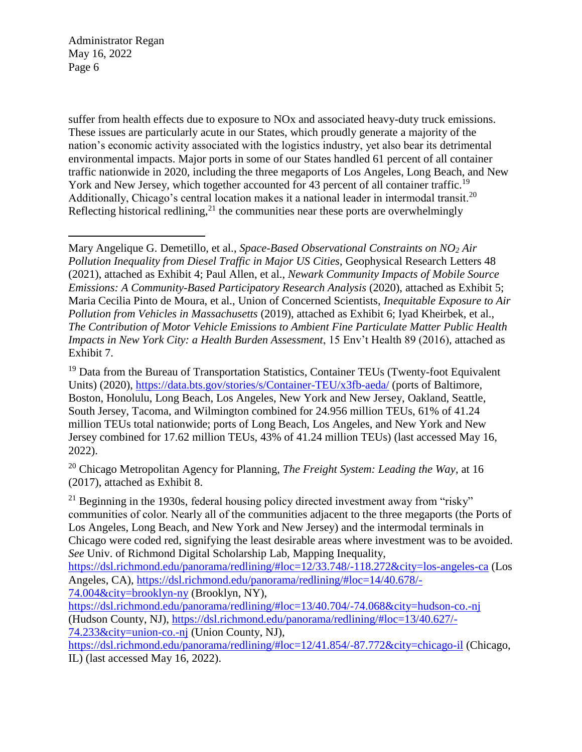suffer from health effects due to exposure to NOx and associated heavy-duty truck emissions. These issues are particularly acute in our States, which proudly generate a majority of the nation's economic activity associated with the logistics industry, yet also bear its detrimental environmental impacts. Major ports in some of our States handled 61 percent of all container traffic nationwide in 2020, including the three megaports of Los Angeles, Long Beach, and New York and New Jersey, which together accounted for 43 percent of all container traffic.[19] Additionally, Chicago's central location makes it a national leader in intermodal transit.[20] Reflecting historical redlining,[21] the communities near these ports are overwhelmingly

---

Mary Angelique G. Demetillo, et al., *Space-Based Observational Constraints on $NO_2$ Air Pollution Inequality from Diesel Traffic in Major US Cities*, Geophysical Research Letters 48 (2021), attached as Exhibit 4; Paul Allen, et al., *Newark Community Impacts of Mobile Source Emissions: A Community-Based Participatory Research Analysis* (2020), attached as Exhibit 5; Maria Cecilia Pinto de Moura, et al., Union of Concerned Scientists, *Inequitable Exposure to Air Pollution from Vehicles in Massachusetts* (2019), attached as Exhibit 6; Iyad Kheirbek, et al., *The Contribution of Motor Vehicle Emissions to Ambient Fine Particulate Matter Public Health Impacts in New York City: a Health Burden Assessment*, 15 Env't Health 89 (2016), attached as Exhibit 7.

[19] Data from the Bureau of Transportation Statistics, Container TEUs (Twenty-foot Equivalent Units) (2020), https://data.bts.gov/stories/s/Container-TEU/x3fb-aeda/ (ports of Baltimore, Boston, Honolulu, Long Beach, Los Angeles, New York and New Jersey, Oakland, Seattle, South Jersey, Tacoma, and Wilmington combined for 24.956 million TEUs, 61% of 41.24 million TEUs total nationwide; ports of Long Beach, Los Angeles, and New York and New Jersey combined for 17.62 million TEUs, 43% of 41.24 million TEUs) (last accessed May 16, 2022).

[20] Chicago Metropolitan Agency for Planning, *The Freight System: Leading the Way*, at 16 (2017), attached as Exhibit 8.

[21] Beginning in the 1930s, federal housing policy directed investment away from "risky" communities of color. Nearly all of the communities adjacent to the three megaports (the Ports of Los Angeles, Long Beach, and New York and New Jersey) and the intermodal terminals in Chicago were coded red, signifying the least desirable areas where investment was to be avoided. *See* Univ. of Richmond Digital Scholarship Lab, Mapping Inequality, https://dsl.richmond.edu/panorama/redlining/#loc=12/33.748/-118.272&city=los-angeles-ca (Los Angeles, CA), https://dsl.richmond.edu/panorama/redlining/#loc=14/40.678/-74.004&city=brooklyn-ny (Brooklyn, NY), https://dsl.richmond.edu/panorama/redlining/#loc=13/40.704/-74.068&city=hudson-co.-nj (Hudson County, NJ), https://dsl.richmond.edu/panorama/redlining/#loc=13/40.627/-74.233&city=union-co.-nj (Union County, NJ), https://dsl.richmond.edu/panorama/redlining/#loc=12/41.854/-87.772&city=chicago-il (Chicago, IL) (last accessed May 16, 2022).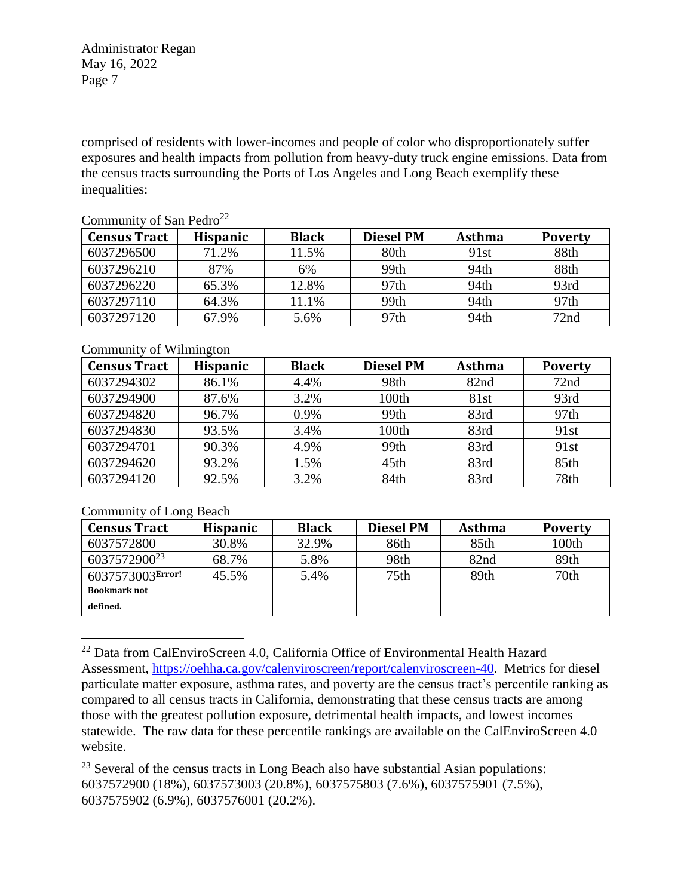comprised of residents with lower-incomes and people of color who disproportionately suffer exposures and health impacts from pollution from heavy-duty truck engine emissions. Data from the census tracts surrounding the Ports of Los Angeles and Long Beach exemplify these inequalities:

Community of San Pedro[22]

| Census Tract | Hispanic | Black | Diesel PM | Asthma | Poverty |
|---|---|---|---|---|---|
| 6037296500 | 71.2% | 11.5% | 80th | 91st | 88th |
| 6037296210 | 87% | 6% | 99th | 94th | 88th |
| 6037296220 | 65.3% | 12.8% | 97th | 94th | 93rd |
| 6037297110 | 64.3% | 11.1% | 99th | 94th | 97th |
| 6037297120 | 67.9% | 5.6% | 97th | 94th | 72nd |

Community of Wilmington

| Census Tract | Hispanic | Black | Diesel PM | Asthma | Poverty |
|---|---|---|---|---|---|
| 6037294302 | 86.1% | 4.4% | 98th | 82nd | 72nd |
| 6037294900 | 87.6% | 3.2% | 100th | 81st | 93rd |
| 6037294820 | 96.7% | 0.9% | 99th | 83rd | 97th |
| 6037294830 | 93.5% | 3.4% | 100th | 83rd | 91st |
| 6037294701 | 90.3% | 4.9% | 99th | 83rd | 91st |
| 6037294620 | 93.2% | 1.5% | 45th | 83rd | 85th |
| 6037294120 | 92.5% | 3.2% | 84th | 83rd | 78th |

Community of Long Beach

| Census Tract | Hispanic | Black | Diesel PM | Asthma | Poverty |
|---|---|---|---|---|---|
| 6037572800 | 30.8% | 32.9% | 86th | 85th | 100th |
| 6037572900[23] | 68.7% | 5.8% | 98th | 82nd | 89th |
| 6037573003**Error! Bookmark not defined.** | 45.5% | 5.4% | 75th | 89th | 70th |

[22] Data from CalEnviroScreen 4.0, California Office of Environmental Health Hazard Assessment, https://oehha.ca.gov/calenviroscreen/report/calenviroscreen-40. Metrics for diesel particulate matter exposure, asthma rates, and poverty are the census tract's percentile ranking as compared to all census tracts in California, demonstrating that these census tracts are among those with the greatest pollution exposure, detrimental health impacts, and lowest incomes statewide. The raw data for these percentile rankings are available on the CalEnviroScreen 4.0 website.

[23] Several of the census tracts in Long Beach also have substantial Asian populations: 6037572900 (18%), 6037573003 (20.8%), 6037575803 (7.6%), 6037575901 (7.5%), 6037575902 (6.9%), 6037576001 (20.2%).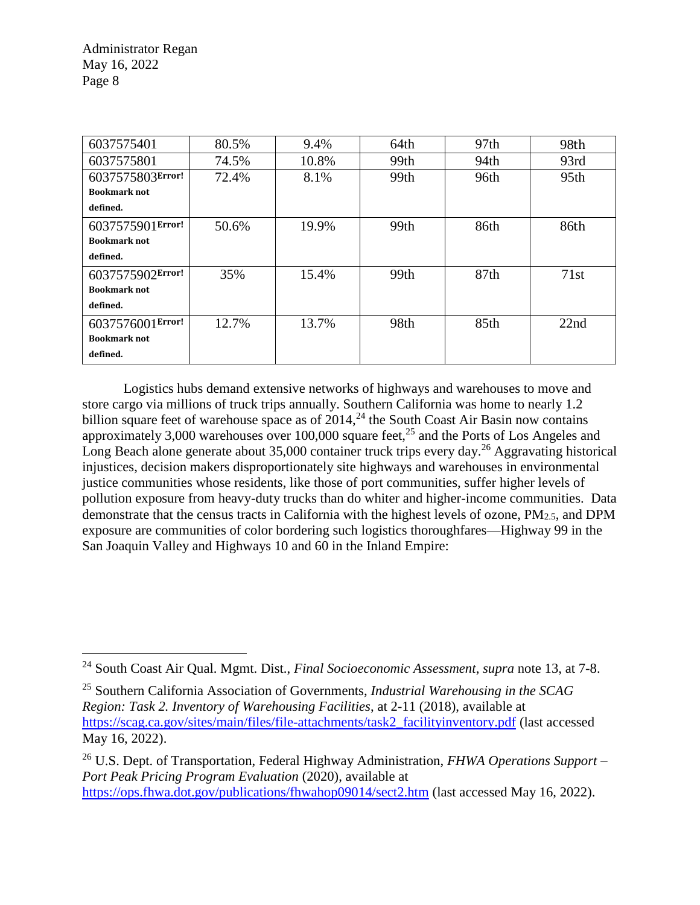| | | | | | |
|---|---|---|---|---|---|
| 6037575401 | 80.5% | 9.4% | 64th | 97th | 98th |
| 6037575801 | 74.5% | 10.8% | 99th | 94th | 93rd |
| 6037575803**Error! Bookmark not defined.** | 72.4% | 8.1% | 99th | 96th | 95th |
| 6037575901**Error! Bookmark not defined.** | 50.6% | 19.9% | 99th | 86th | 86th |
| 6037575902**Error! Bookmark not defined.** | 35% | 15.4% | 99th | 87th | 71st |
| 6037576001**Error! Bookmark not defined.** | 12.7% | 13.7% | 98th | 85th | 22nd |

Logistics hubs demand extensive networks of highways and warehouses to move and store cargo via millions of truck trips annually. Southern California was home to nearly 1.2 billion square feet of warehouse space as of 2014,[24] the South Coast Air Basin now contains approximately 3,000 warehouses over 100,000 square feet,[25] and the Ports of Los Angeles and Long Beach alone generate about 35,000 container truck trips every day.[26] Aggravating historical injustices, decision makers disproportionately site highways and warehouses in environmental justice communities whose residents, like those of port communities, suffer higher levels of pollution exposure from heavy-duty trucks than do whiter and higher-income communities. Data demonstrate that the census tracts in California with the highest levels of ozone, $PM_{2.5}$, and DPM exposure are communities of color bordering such logistics thoroughfares—Highway 99 in the San Joaquin Valley and Highways 10 and 60 in the Inland Empire:

---

[24] South Coast Air Qual. Mgmt. Dist., *Final Socioeconomic Assessment*, *supra* note 13, at 7-8.

[25] Southern California Association of Governments, *Industrial Warehousing in the SCAG Region: Task 2. Inventory of Warehousing Facilities*, at 2-11 (2018), available at https://scag.ca.gov/sites/main/files/file-attachments/task2_facilityinventory.pdf (last accessed May 16, 2022).

[26] U.S. Dept. of Transportation, Federal Highway Administration, *FHWA Operations Support – Port Peak Pricing Program Evaluation* (2020), available at https://ops.fhwa.dot.gov/publications/fhwahop09014/sect2.htm (last accessed May 16, 2022).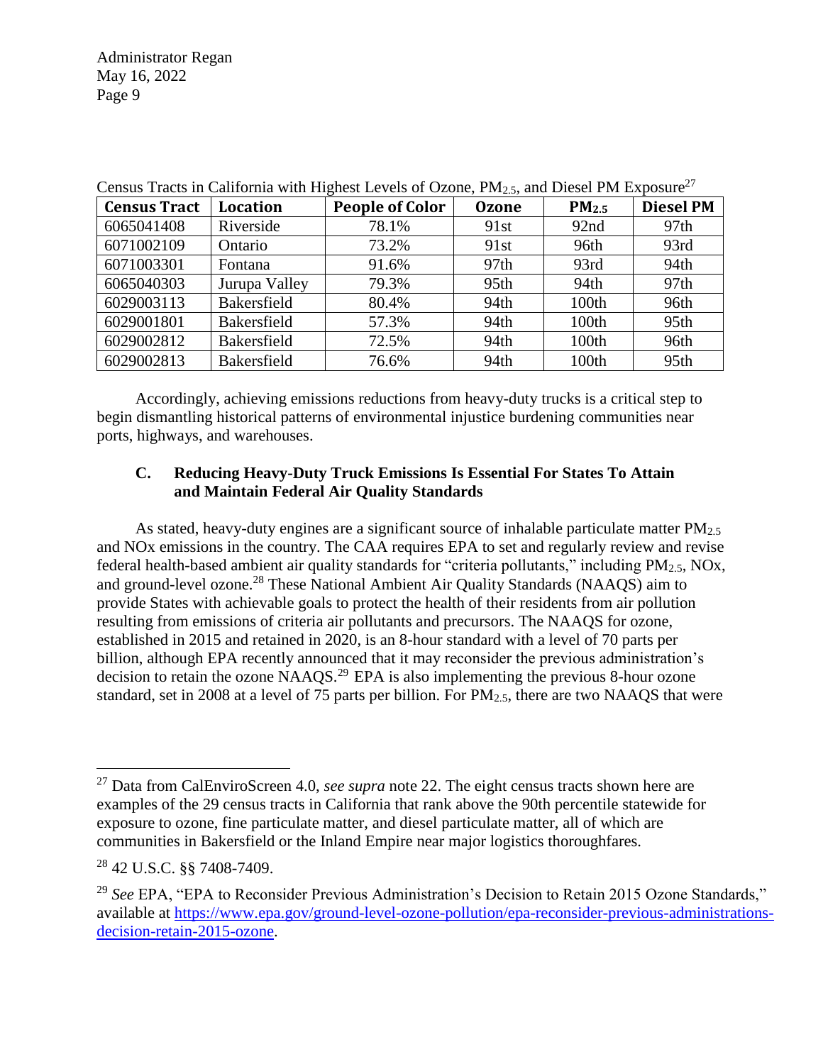Census Tracts in California with Highest Levels of Ozone, $PM_{2.5}$, and Diesel PM Exposure[27]

| Census Tract | Location | People of Color | Ozone | $PM_{2.5}$ | Diesel PM |
|---|---|---|---|---|---|
| 6065041408 | Riverside | 78.1% | 91st | 92nd | 97th |
| 6071002109 | Ontario | 73.2% | 91st | 96th | 93rd |
| 6071003301 | Fontana | 91.6% | 97th | 93rd | 94th |
| 6065040303 | Jurupa Valley | 79.3% | 95th | 94th | 97th |
| 6029003113 | Bakersfield | 80.4% | 94th | 100th | 96th |
| 6029001801 | Bakersfield | 57.3% | 94th | 100th | 95th |
| 6029002812 | Bakersfield | 72.5% | 94th | 100th | 96th |
| 6029002813 | Bakersfield | 76.6% | 94th | 100th | 95th |

Accordingly, achieving emissions reductions from heavy-duty trucks is a critical step to begin dismantling historical patterns of environmental injustice burdening communities near ports, highways, and warehouses.

### C. Reducing Heavy-Duty Truck Emissions Is Essential For States To Attain and Maintain Federal Air Quality Standards

As stated, heavy-duty engines are a significant source of inhalable particulate matter $PM_{2.5}$ and NOx emissions in the country. The CAA requires EPA to set and regularly review and revise federal health-based ambient air quality standards for "criteria pollutants," including $PM_{2.5}$, NOx, and ground-level ozone.[28] These National Ambient Air Quality Standards (NAAQS) aim to provide States with achievable goals to protect the health of their residents from air pollution resulting from emissions of criteria air pollutants and precursors. The NAAQS for ozone, established in 2015 and retained in 2020, is an 8-hour standard with a level of 70 parts per billion, although EPA recently announced that it may reconsider the previous administration's decision to retain the ozone NAAQS.[29] EPA is also implementing the previous 8-hour ozone standard, set in 2008 at a level of 75 parts per billion. For $PM_{2.5}$, there are two NAAQS that were

---

[27] Data from CalEnviroScreen 4.0, *see supra* note 22. The eight census tracts shown here are examples of the 29 census tracts in California that rank above the 90th percentile statewide for exposure to ozone, fine particulate matter, and diesel particulate matter, all of which are communities in Bakersfield or the Inland Empire near major logistics thoroughfares.

[28] 42 U.S.C. §§ 7408-7409.

[29] *See* EPA, "EPA to Reconsider Previous Administration's Decision to Retain 2015 Ozone Standards," available at https://www.epa.gov/ground-level-ozone-pollution/epa-reconsider-previous-administrations-decision-retain-2015-ozone.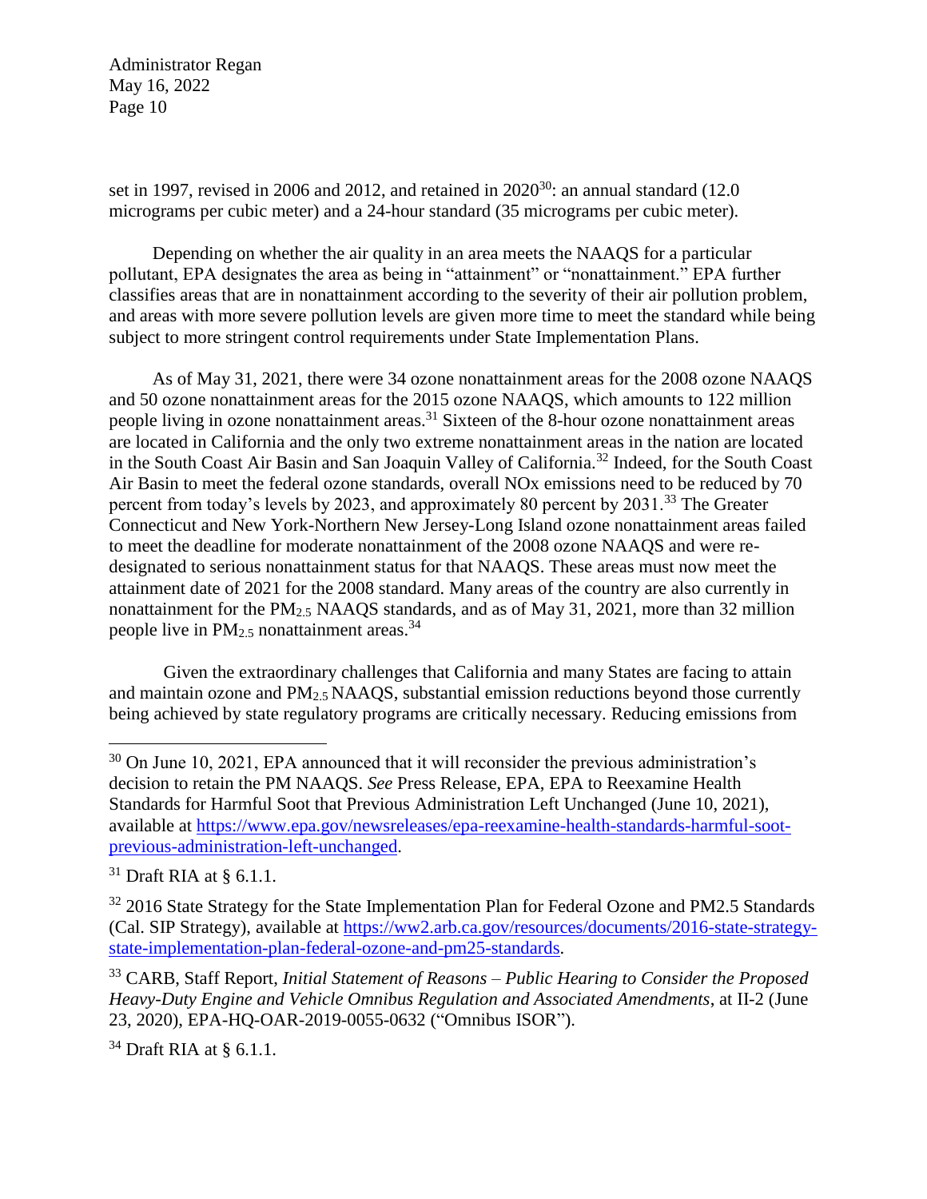set in 1997, revised in 2006 and 2012, and retained in 2020[30]: an annual standard (12.0 micrograms per cubic meter) and a 24-hour standard (35 micrograms per cubic meter).

Depending on whether the air quality in an area meets the NAAQS for a particular pollutant, EPA designates the area as being in "attainment" or "nonattainment." EPA further classifies areas that are in nonattainment according to the severity of their air pollution problem, and areas with more severe pollution levels are given more time to meet the standard while being subject to more stringent control requirements under State Implementation Plans.

As of May 31, 2021, there were 34 ozone nonattainment areas for the 2008 ozone NAAQS and 50 ozone nonattainment areas for the 2015 ozone NAAQS, which amounts to 122 million people living in ozone nonattainment areas.[31] Sixteen of the 8-hour ozone nonattainment areas are located in California and the only two extreme nonattainment areas in the nation are located in the South Coast Air Basin and San Joaquin Valley of California.[32] Indeed, for the South Coast Air Basin to meet the federal ozone standards, overall NOx emissions need to be reduced by 70 percent from today's levels by 2023, and approximately 80 percent by 2031.[33] The Greater Connecticut and New York-Northern New Jersey-Long Island ozone nonattainment areas failed to meet the deadline for moderate nonattainment of the 2008 ozone NAAQS and were re-designated to serious nonattainment status for that NAAQS. These areas must now meet the attainment date of 2021 for the 2008 standard. Many areas of the country are also currently in nonattainment for the $PM_{2.5}$ NAAQS standards, and as of May 31, 2021, more than 32 million people live in $PM_{2.5}$ nonattainment areas.[34]

Given the extraordinary challenges that California and many States are facing to attain and maintain ozone and $PM_{2.5}$ NAAQS, substantial emission reductions beyond those currently being achieved by state regulatory programs are critically necessary. Reducing emissions from

---

[30] On June 10, 2021, EPA announced that it will reconsider the previous administration's decision to retain the PM NAAQS. *See* Press Release, EPA, EPA to Reexamine Health Standards for Harmful Soot that Previous Administration Left Unchanged (June 10, 2021), available at https://www.epa.gov/newsreleases/epa-reexamine-health-standards-harmful-soot-previous-administration-left-unchanged.

[31] Draft RIA at § 6.1.1.

[32] 2016 State Strategy for the State Implementation Plan for Federal Ozone and PM2.5 Standards (Cal. SIP Strategy), available at https://ww2.arb.ca.gov/resources/documents/2016-state-strategy-state-implementation-plan-federal-ozone-and-pm25-standards.

[33] CARB, Staff Report, *Initial Statement of Reasons – Public Hearing to Consider the Proposed Heavy-Duty Engine and Vehicle Omnibus Regulation and Associated Amendments*, at II-2 (June 23, 2020), EPA-HQ-OAR-2019-0055-0632 ("Omnibus ISOR").

[34] Draft RIA at § 6.1.1.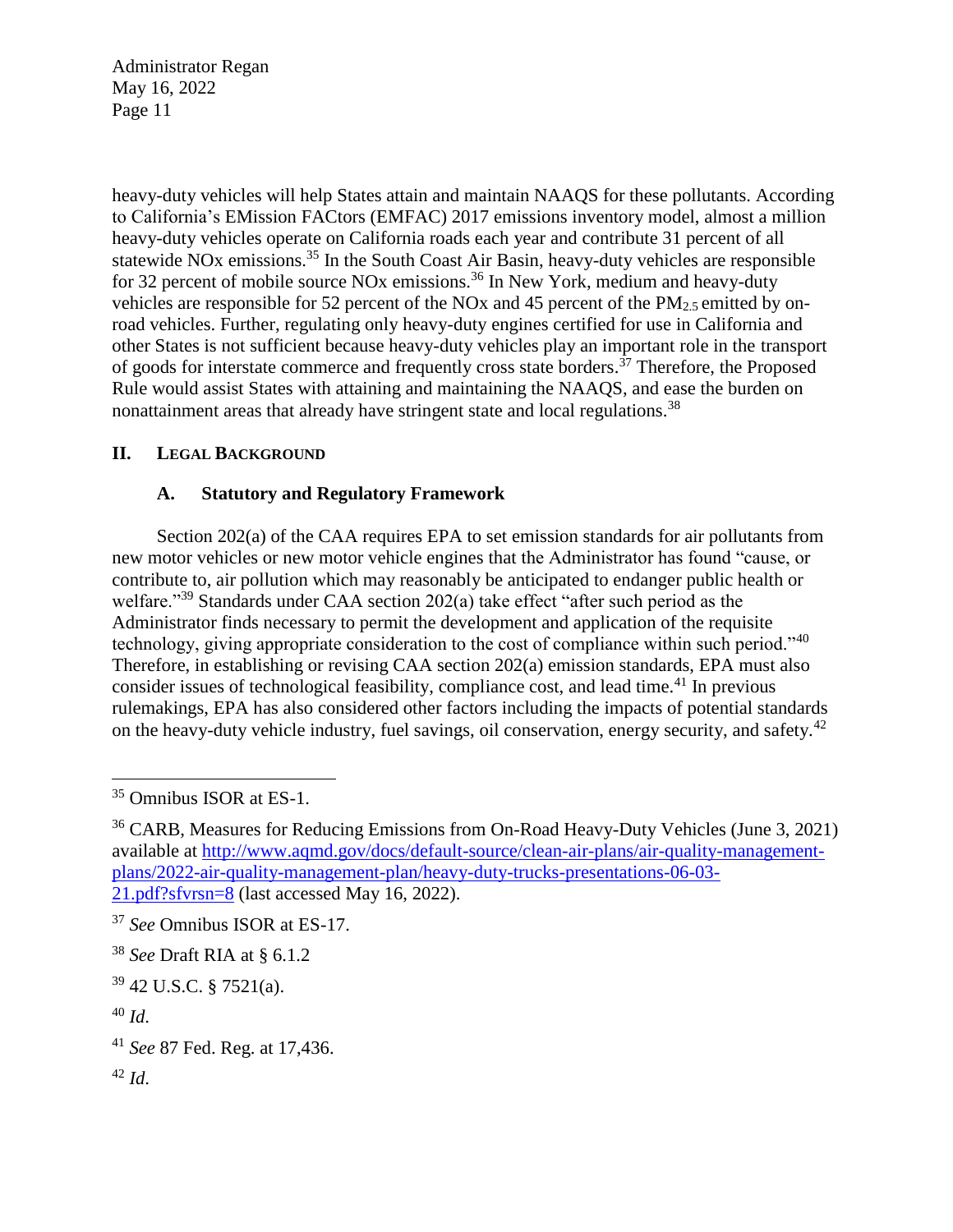heavy-duty vehicles will help States attain and maintain NAAQS for these pollutants. According to California's EMission FACtors (EMFAC) 2017 emissions inventory model, almost a million heavy-duty vehicles operate on California roads each year and contribute 31 percent of all statewide NOx emissions.[35] In the South Coast Air Basin, heavy-duty vehicles are responsible for 32 percent of mobile source NOx emissions.[36] In New York, medium and heavy-duty vehicles are responsible for 52 percent of the NOx and 45 percent of the $PM_{2.5}$ emitted by on-road vehicles. Further, regulating only heavy-duty engines certified for use in California and other States is not sufficient because heavy-duty vehicles play an important role in the transport of goods for interstate commerce and frequently cross state borders.[37] Therefore, the Proposed Rule would assist States with attaining and maintaining the NAAQS, and ease the burden on nonattainment areas that already have stringent state and local regulations.[38]

## II. LEGAL BACKGROUND

### A. Statutory and Regulatory Framework

Section 202(a) of the CAA requires EPA to set emission standards for air pollutants from new motor vehicles or new motor vehicle engines that the Administrator has found "cause, or contribute to, air pollution which may reasonably be anticipated to endanger public health or welfare."[39] Standards under CAA section 202(a) take effect "after such period as the Administrator finds necessary to permit the development and application of the requisite technology, giving appropriate consideration to the cost of compliance within such period."[40] Therefore, in establishing or revising CAA section 202(a) emission standards, EPA must also consider issues of technological feasibility, compliance cost, and lead time.[41] In previous rulemakings, EPA has also considered other factors including the impacts of potential standards on the heavy-duty vehicle industry, fuel savings, oil conservation, energy security, and safety.[42]

---

[35] Omnibus ISOR at ES-1.

[36] CARB, Measures for Reducing Emissions from On-Road Heavy-Duty Vehicles (June 3, 2021) available at http://www.aqmd.gov/docs/default-source/clean-air-plans/air-quality-management-plans/2022-air-quality-management-plan/heavy-duty-trucks-presentations-06-03-21.pdf?sfvrsn=8 (last accessed May 16, 2022).

[37] *See* Omnibus ISOR at ES-17.

[38] *See* Draft RIA at § 6.1.2

[39] 42 U.S.C. § 7521(a).

[40] *Id*.

[41] *See* 87 Fed. Reg. at 17,436.

[42] *Id*.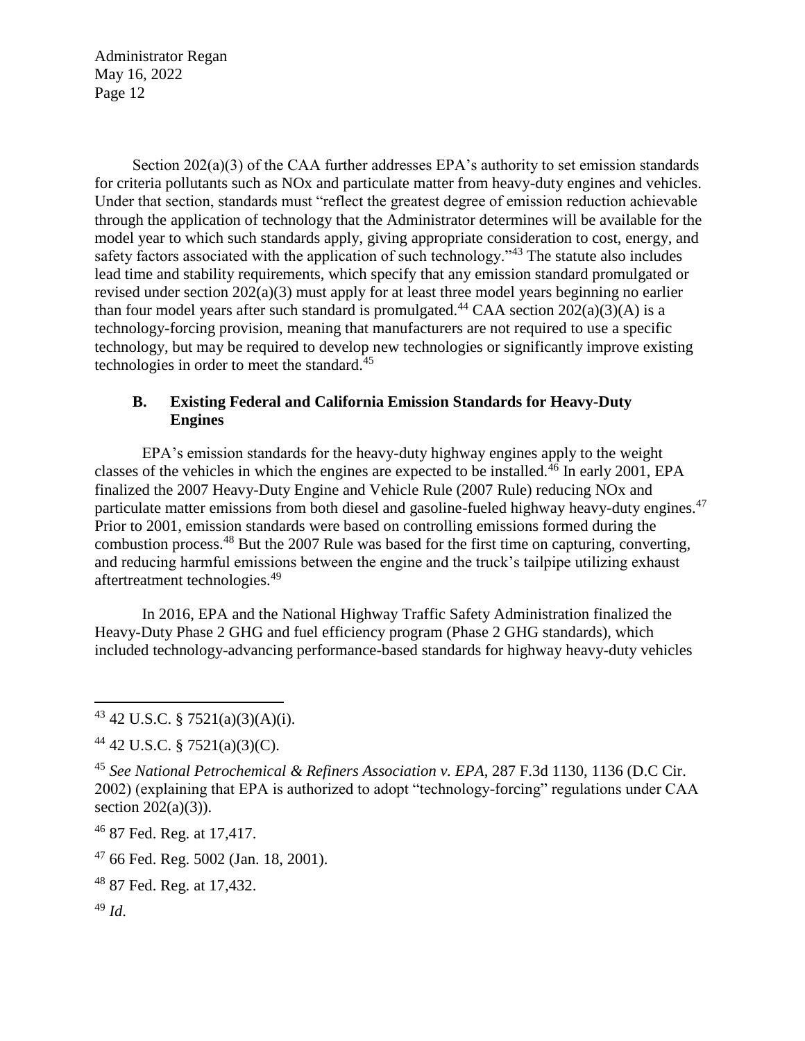Section 202(a)(3) of the CAA further addresses EPA's authority to set emission standards for criteria pollutants such as NOx and particulate matter from heavy-duty engines and vehicles. Under that section, standards must "reflect the greatest degree of emission reduction achievable through the application of technology that the Administrator determines will be available for the model year to which such standards apply, giving appropriate consideration to cost, energy, and safety factors associated with the application of such technology."[43] The statute also includes lead time and stability requirements, which specify that any emission standard promulgated or revised under section 202(a)(3) must apply for at least three model years beginning no earlier than four model years after such standard is promulgated.[44] CAA section 202(a)(3)(A) is a technology-forcing provision, meaning that manufacturers are not required to use a specific technology, but may be required to develop new technologies or significantly improve existing technologies in order to meet the standard.[45]

### B. Existing Federal and California Emission Standards for Heavy-Duty Engines

EPA's emission standards for the heavy-duty highway engines apply to the weight classes of the vehicles in which the engines are expected to be installed.[46] In early 2001, EPA finalized the 2007 Heavy-Duty Engine and Vehicle Rule (2007 Rule) reducing NOx and particulate matter emissions from both diesel and gasoline-fueled highway heavy-duty engines.[47] Prior to 2001, emission standards were based on controlling emissions formed during the combustion process.[48] But the 2007 Rule was based for the first time on capturing, converting, and reducing harmful emissions between the engine and the truck's tailpipe utilizing exhaust aftertreatment technologies.[49]

In 2016, EPA and the National Highway Traffic Safety Administration finalized the Heavy-Duty Phase 2 GHG and fuel efficiency program (Phase 2 GHG standards), which included technology-advancing performance-based standards for highway heavy-duty vehicles

---

[43] 42 U.S.C. § 7521(a)(3)(A)(i).

[44] 42 U.S.C. § 7521(a)(3)(C).

[45] *See National Petrochemical & Refiners Association v. EPA*, 287 F.3d 1130, 1136 (D.C Cir. 2002) (explaining that EPA is authorized to adopt "technology-forcing" regulations under CAA section 202(a)(3)).

[46] 87 Fed. Reg. at 17,417.

[47] 66 Fed. Reg. 5002 (Jan. 18, 2001).

[48] 87 Fed. Reg. at 17,432.

[49] *Id*.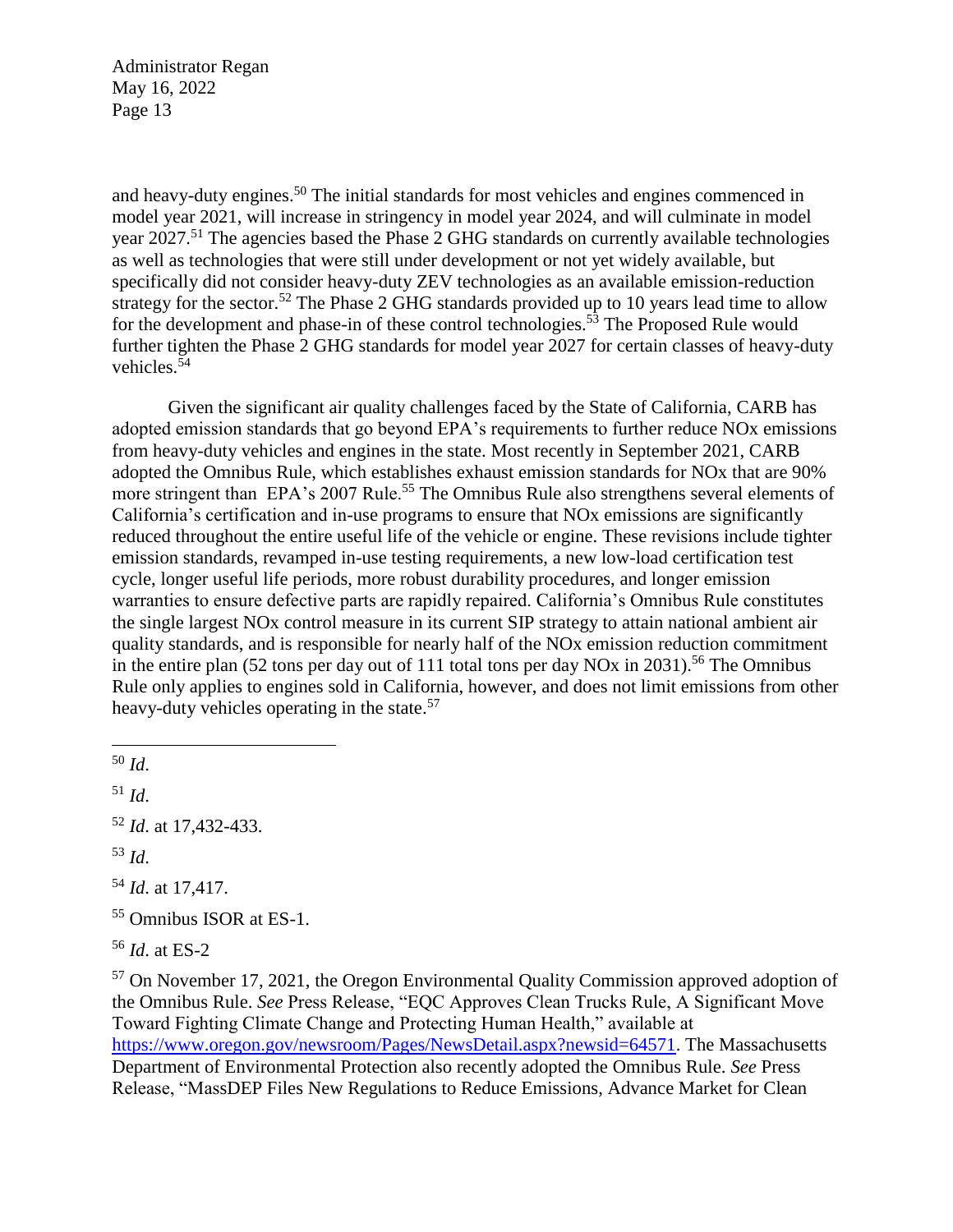and heavy-duty engines.[50] The initial standards for most vehicles and engines commenced in model year 2021, will increase in stringency in model year 2024, and will culminate in model year 2027.[51] The agencies based the Phase 2 GHG standards on currently available technologies as well as technologies that were still under development or not yet widely available, but specifically did not consider heavy-duty ZEV technologies as an available emission-reduction strategy for the sector.[52] The Phase 2 GHG standards provided up to 10 years lead time to allow for the development and phase-in of these control technologies.[53] The Proposed Rule would further tighten the Phase 2 GHG standards for model year 2027 for certain classes of heavy-duty vehicles.[54]

Given the significant air quality challenges faced by the State of California, CARB has adopted emission standards that go beyond EPA's requirements to further reduce NOx emissions from heavy-duty vehicles and engines in the state. Most recently in September 2021, CARB adopted the Omnibus Rule, which establishes exhaust emission standards for NOx that are 90% more stringent than EPA's 2007 Rule.[55] The Omnibus Rule also strengthens several elements of California's certification and in-use programs to ensure that NOx emissions are significantly reduced throughout the entire useful life of the vehicle or engine. These revisions include tighter emission standards, revamped in-use testing requirements, a new low-load certification test cycle, longer useful life periods, more robust durability procedures, and longer emission warranties to ensure defective parts are rapidly repaired. California's Omnibus Rule constitutes the single largest NOx control measure in its current SIP strategy to attain national ambient air quality standards, and is responsible for nearly half of the NOx emission reduction commitment in the entire plan (52 tons per day out of 111 total tons per day NOx in 2031).[56] The Omnibus Rule only applies to engines sold in California, however, and does not limit emissions from other heavy-duty vehicles operating in the state.[57]

---

[50] *Id*.

[51] *Id*.

[52] *Id*. at 17,432-433.

[53] *Id*.

[54] *Id*. at 17,417.

[55] Omnibus ISOR at ES-1.

[56] *Id*. at ES-2

[57] On November 17, 2021, the Oregon Environmental Quality Commission approved adoption of the Omnibus Rule. *See* Press Release, "EQC Approves Clean Trucks Rule, A Significant Move Toward Fighting Climate Change and Protecting Human Health," available at https://www.oregon.gov/newsroom/Pages/NewsDetail.aspx?newsid=64571. The Massachusetts Department of Environmental Protection also recently adopted the Omnibus Rule. *See* Press Release, "MassDEP Files New Regulations to Reduce Emissions, Advance Market for Clean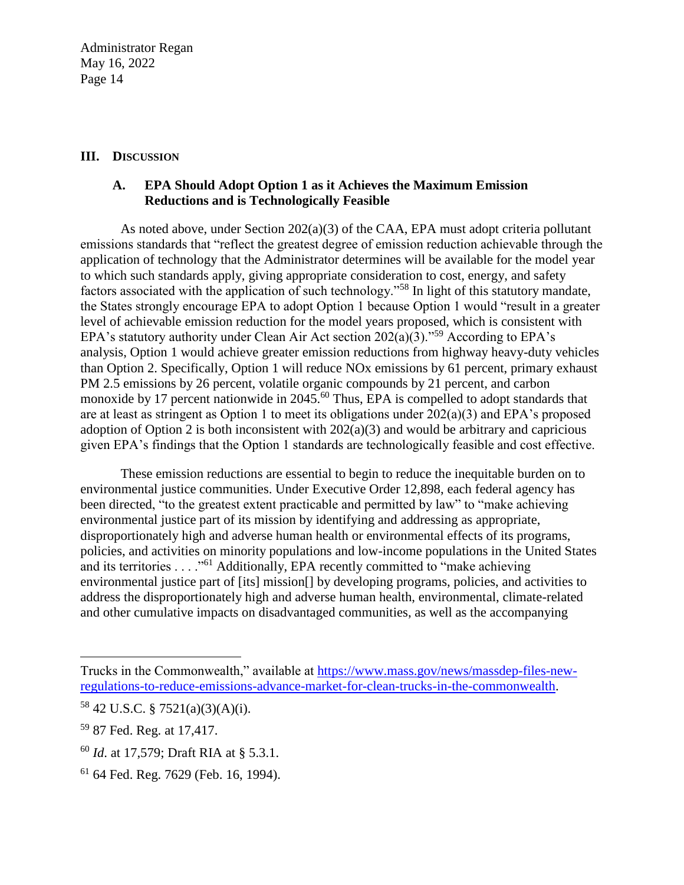## III. Discussion

### A. EPA Should Adopt Option 1 as it Achieves the Maximum Emission Reductions and is Technologically Feasible

As noted above, under Section 202(a)(3) of the CAA, EPA must adopt criteria pollutant emissions standards that "reflect the greatest degree of emission reduction achievable through the application of technology that the Administrator determines will be available for the model year to which such standards apply, giving appropriate consideration to cost, energy, and safety factors associated with the application of such technology."[58] In light of this statutory mandate, the States strongly encourage EPA to adopt Option 1 because Option 1 would "result in a greater level of achievable emission reduction for the model years proposed, which is consistent with EPA's statutory authority under Clean Air Act section 202(a)(3)."[59] According to EPA's analysis, Option 1 would achieve greater emission reductions from highway heavy-duty vehicles than Option 2. Specifically, Option 1 will reduce NOx emissions by 61 percent, primary exhaust PM 2.5 emissions by 26 percent, volatile organic compounds by 21 percent, and carbon monoxide by 17 percent nationwide in 2045.[60] Thus, EPA is compelled to adopt standards that are at least as stringent as Option 1 to meet its obligations under 202(a)(3) and EPA's proposed adoption of Option 2 is both inconsistent with 202(a)(3) and would be arbitrary and capricious given EPA's findings that the Option 1 standards are technologically feasible and cost effective.

These emission reductions are essential to begin to reduce the inequitable burden on to environmental justice communities. Under Executive Order 12,898, each federal agency has been directed, "to the greatest extent practicable and permitted by law" to "make achieving environmental justice part of its mission by identifying and addressing as appropriate, disproportionately high and adverse human health or environmental effects of its programs, policies, and activities on minority populations and low-income populations in the United States and its territories . . . ."[61] Additionally, EPA recently committed to "make achieving environmental justice part of [its] mission[] by developing programs, policies, and activities to address the disproportionately high and adverse human health, environmental, climate-related and other cumulative impacts on disadvantaged communities, as well as the accompanying

---

Trucks in the Commonwealth," available at https://www.mass.gov/news/massdep-files-new-regulations-to-reduce-emissions-advance-market-for-clean-trucks-in-the-commonwealth.

[58] 42 U.S.C. § 7521(a)(3)(A)(i).

[59] 87 Fed. Reg. at 17,417.

[60] *Id.* at 17,579; Draft RIA at § 5.3.1.

[61] 64 Fed. Reg. 7629 (Feb. 16, 1994).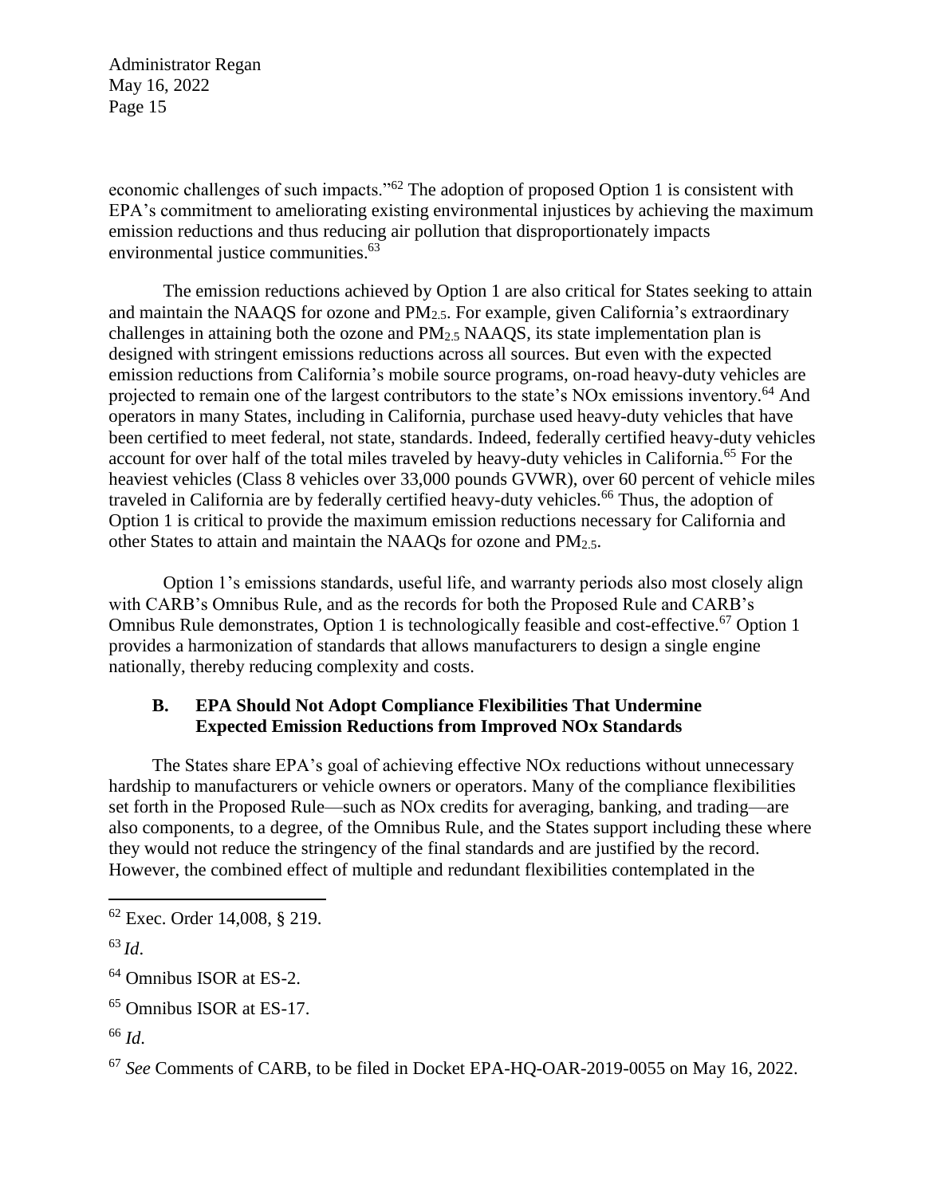economic challenges of such impacts."[62] The adoption of proposed Option 1 is consistent with EPA's commitment to ameliorating existing environmental injustices by achieving the maximum emission reductions and thus reducing air pollution that disproportionately impacts environmental justice communities.[63]

The emission reductions achieved by Option 1 are also critical for States seeking to attain and maintain the NAAQS for ozone and $PM_{2.5}$. For example, given California's extraordinary challenges in attaining both the ozone and $PM_{2.5}$ NAAQS, its state implementation plan is designed with stringent emissions reductions across all sources. But even with the expected emission reductions from California's mobile source programs, on-road heavy-duty vehicles are projected to remain one of the largest contributors to the state's NOx emissions inventory.[64] And operators in many States, including in California, purchase used heavy-duty vehicles that have been certified to meet federal, not state, standards. Indeed, federally certified heavy-duty vehicles account for over half of the total miles traveled by heavy-duty vehicles in California.[65] For the heaviest vehicles (Class 8 vehicles over 33,000 pounds GVWR), over 60 percent of vehicle miles traveled in California are by federally certified heavy-duty vehicles.[66] Thus, the adoption of Option 1 is critical to provide the maximum emission reductions necessary for California and other States to attain and maintain the NAAQs for ozone and $PM_{2.5}$.

Option 1's emissions standards, useful life, and warranty periods also most closely align with CARB's Omnibus Rule, and as the records for both the Proposed Rule and CARB's Omnibus Rule demonstrates, Option 1 is technologically feasible and cost-effective.[67] Option 1 provides a harmonization of standards that allows manufacturers to design a single engine nationally, thereby reducing complexity and costs.

### B. EPA Should Not Adopt Compliance Flexibilities That Undermine Expected Emission Reductions from Improved NOx Standards

The States share EPA's goal of achieving effective NOx reductions without unnecessary hardship to manufacturers or vehicle owners or operators. Many of the compliance flexibilities set forth in the Proposed Rule—such as NOx credits for averaging, banking, and trading—are also components, to a degree, of the Omnibus Rule, and the States support including these where they would not reduce the stringency of the final standards and are justified by the record. However, the combined effect of multiple and redundant flexibilities contemplated in the

---

[62] Exec. Order 14,008, § 219.

[63] *Id*.

[64] Omnibus ISOR at ES-2.

[65] Omnibus ISOR at ES-17.

[66] *Id*.

[67] *See* Comments of CARB, to be filed in Docket EPA-HQ-OAR-2019-0055 on May 16, 2022.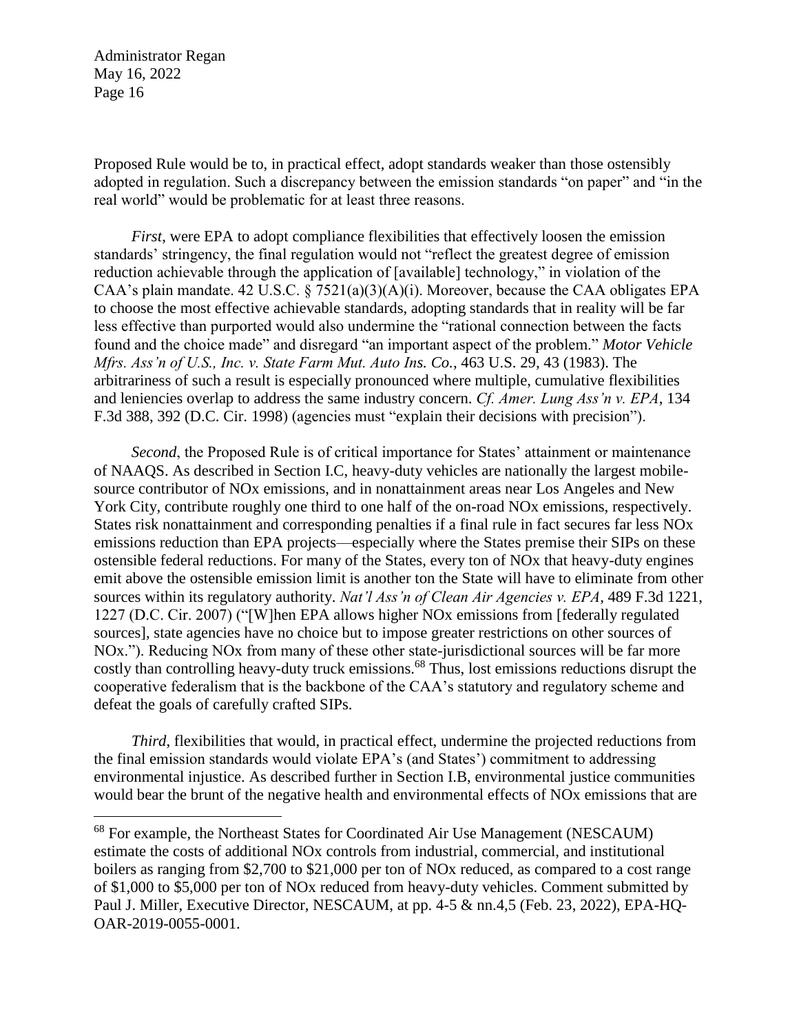Proposed Rule would be to, in practical effect, adopt standards weaker than those ostensibly adopted in regulation. Such a discrepancy between the emission standards "on paper" and "in the real world" would be problematic for at least three reasons.

*First*, were EPA to adopt compliance flexibilities that effectively loosen the emission standards' stringency, the final regulation would not "reflect the greatest degree of emission reduction achievable through the application of [available] technology," in violation of the CAA's plain mandate. 42 U.S.C. § 7521(a)(3)(A)(i). Moreover, because the CAA obligates EPA to choose the most effective achievable standards, adopting standards that in reality will be far less effective than purported would also undermine the "rational connection between the facts found and the choice made" and disregard "an important aspect of the problem." *Motor Vehicle Mfrs. Ass'n of U.S., Inc. v. State Farm Mut. Auto Ins. Co.*, 463 U.S. 29, 43 (1983). The arbitrariness of such a result is especially pronounced where multiple, cumulative flexibilities and leniencies overlap to address the same industry concern. *Cf. Amer. Lung Ass'n v. EPA*, 134 F.3d 388, 392 (D.C. Cir. 1998) (agencies must "explain their decisions with precision").

*Second*, the Proposed Rule is of critical importance for States' attainment or maintenance of NAAQS. As described in Section I.C, heavy-duty vehicles are nationally the largest mobile-source contributor of NOx emissions, and in nonattainment areas near Los Angeles and New York City, contribute roughly one third to one half of the on-road NOx emissions, respectively. States risk nonattainment and corresponding penalties if a final rule in fact secures far less NOx emissions reduction than EPA projects—especially where the States premise their SIPs on these ostensible federal reductions. For many of the States, every ton of NOx that heavy-duty engines emit above the ostensible emission limit is another ton the State will have to eliminate from other sources within its regulatory authority. *Nat'l Ass'n of Clean Air Agencies v. EPA*, 489 F.3d 1221, 1227 (D.C. Cir. 2007) ("[W]hen EPA allows higher NOx emissions from [federally regulated sources], state agencies have no choice but to impose greater restrictions on other sources of NOx."). Reducing NOx from many of these other state-jurisdictional sources will be far more costly than controlling heavy-duty truck emissions.[68] Thus, lost emissions reductions disrupt the cooperative federalism that is the backbone of the CAA's statutory and regulatory scheme and defeat the goals of carefully crafted SIPs.

*Third*, flexibilities that would, in practical effect, undermine the projected reductions from the final emission standards would violate EPA's (and States') commitment to addressing environmental injustice. As described further in Section I.B, environmental justice communities would bear the brunt of the negative health and environmental effects of NOx emissions that are

---

[68] For example, the Northeast States for Coordinated Air Use Management (NESCAUM) estimate the costs of additional NOx controls from industrial, commercial, and institutional boilers as ranging from $2,700 to $21,000 per ton of NOx reduced, as compared to a cost range of $1,000 to $5,000 per ton of NOx reduced from heavy-duty vehicles. Comment submitted by Paul J. Miller, Executive Director, NESCAUM, at pp. 4-5 & nn.4,5 (Feb. 23, 2022), EPA-HQ-OAR-2019-0055-0001.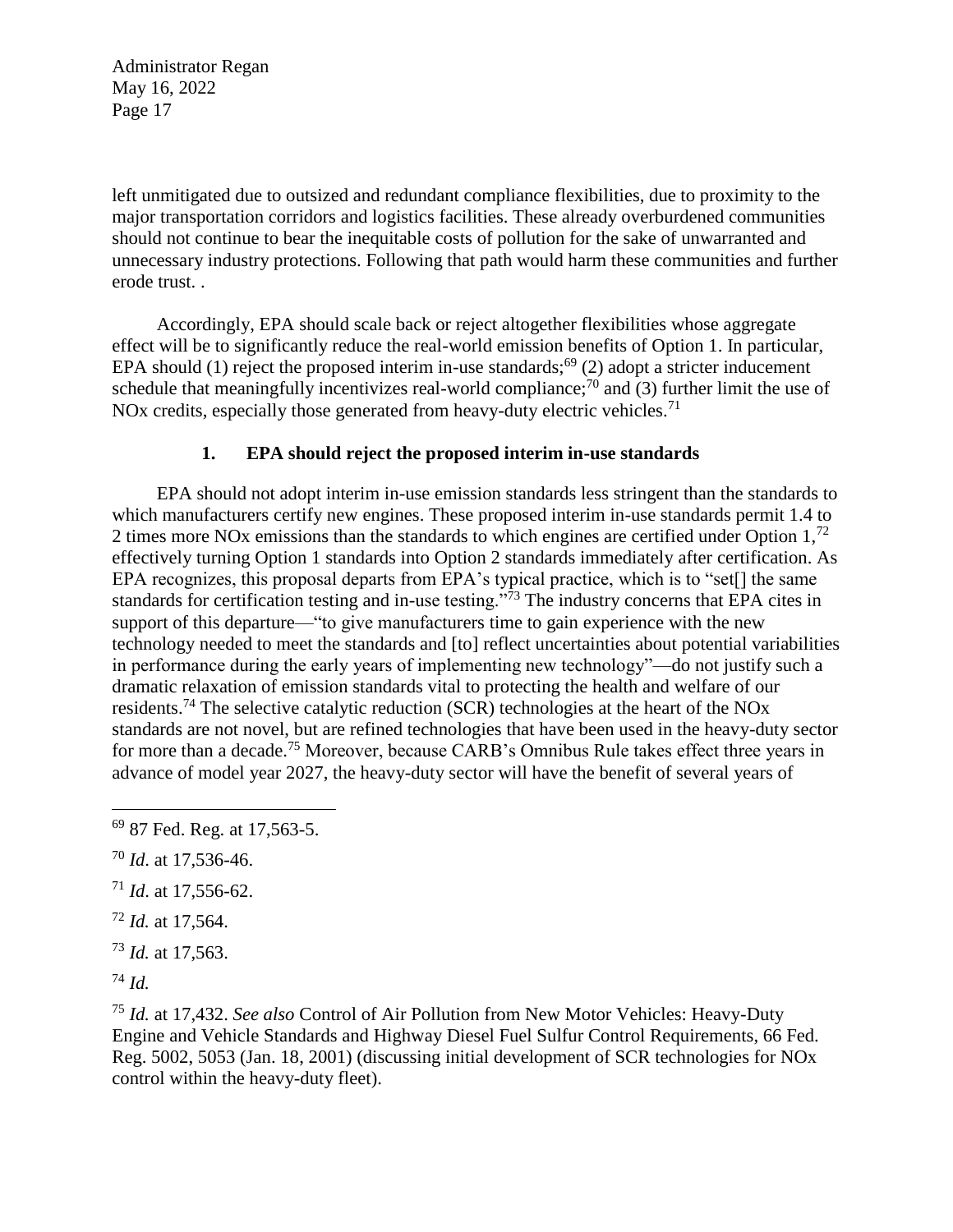left unmitigated due to outsized and redundant compliance flexibilities, due to proximity to the major transportation corridors and logistics facilities. These already overburdened communities should not continue to bear the inequitable costs of pollution for the sake of unwarranted and unnecessary industry protections. Following that path would harm these communities and further erode trust. .

Accordingly, EPA should scale back or reject altogether flexibilities whose aggregate effect will be to significantly reduce the real-world emission benefits of Option 1. In particular, EPA should (1) reject the proposed interim in-use standards;[69] (2) adopt a stricter inducement schedule that meaningfully incentivizes real-world compliance;[70] and (3) further limit the use of NOx credits, especially those generated from heavy-duty electric vehicles.[71]

### 1. EPA should reject the proposed interim in-use standards

EPA should not adopt interim in-use emission standards less stringent than the standards to which manufacturers certify new engines. These proposed interim in-use standards permit 1.4 to 2 times more NOx emissions than the standards to which engines are certified under Option 1,[72] effectively turning Option 1 standards into Option 2 standards immediately after certification. As EPA recognizes, this proposal departs from EPA's typical practice, which is to "set[] the same standards for certification testing and in-use testing."[73] The industry concerns that EPA cites in support of this departure—"to give manufacturers time to gain experience with the new technology needed to meet the standards and [to] reflect uncertainties about potential variabilities in performance during the early years of implementing new technology"—do not justify such a dramatic relaxation of emission standards vital to protecting the health and welfare of our residents.[74] The selective catalytic reduction (SCR) technologies at the heart of the NOx standards are not novel, but are refined technologies that have been used in the heavy-duty sector for more than a decade.[75] Moreover, because CARB's Omnibus Rule takes effect three years in advance of model year 2027, the heavy-duty sector will have the benefit of several years of

---

[69] 87 Fed. Reg. at 17,563-5.

[70] *Id*. at 17,536-46.

[71] *Id*. at 17,556-62.

[72] *Id.* at 17,564.

[73] *Id.* at 17,563.

[74] *Id.*

[75] *Id.* at 17,432. *See also* Control of Air Pollution from New Motor Vehicles: Heavy-Duty Engine and Vehicle Standards and Highway Diesel Fuel Sulfur Control Requirements, 66 Fed. Reg. 5002, 5053 (Jan. 18, 2001) (discussing initial development of SCR technologies for NOx control within the heavy-duty fleet).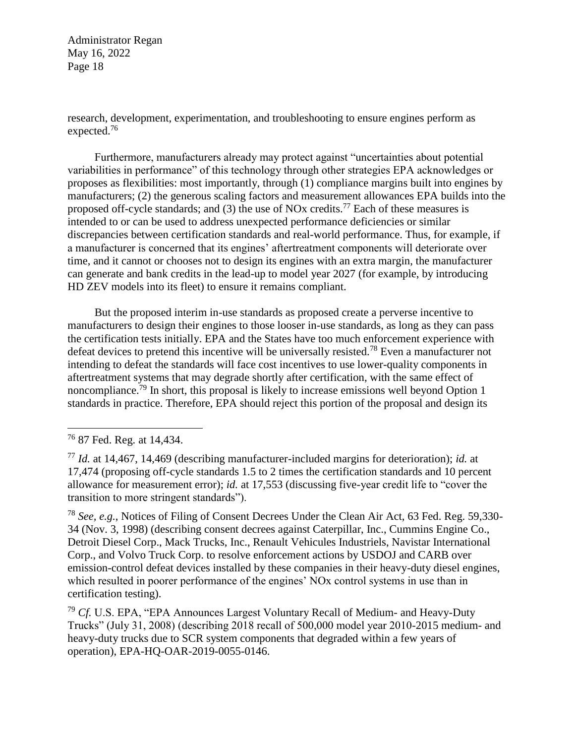research, development, experimentation, and troubleshooting to ensure engines perform as expected.[76]

Furthermore, manufacturers already may protect against "uncertainties about potential variabilities in performance" of this technology through other strategies EPA acknowledges or proposes as flexibilities: most importantly, through (1) compliance margins built into engines by manufacturers; (2) the generous scaling factors and measurement allowances EPA builds into the proposed off-cycle standards; and (3) the use of NOx credits.[77] Each of these measures is intended to or can be used to address unexpected performance deficiencies or similar discrepancies between certification standards and real-world performance. Thus, for example, if a manufacturer is concerned that its engines' aftertreatment components will deteriorate over time, and it cannot or chooses not to design its engines with an extra margin, the manufacturer can generate and bank credits in the lead-up to model year 2027 (for example, by introducing HD ZEV models into its fleet) to ensure it remains compliant.

But the proposed interim in-use standards as proposed create a perverse incentive to manufacturers to design their engines to those looser in-use standards, as long as they can pass the certification tests initially. EPA and the States have too much enforcement experience with defeat devices to pretend this incentive will be universally resisted.[78] Even a manufacturer not intending to defeat the standards will face cost incentives to use lower-quality components in aftertreatment systems that may degrade shortly after certification, with the same effect of noncompliance.[79] In short, this proposal is likely to increase emissions well beyond Option 1 standards in practice. Therefore, EPA should reject this portion of the proposal and design its

---

[76] 87 Fed. Reg. at 14,434.

[77] *Id.* at 14,467, 14,469 (describing manufacturer-included margins for deterioration); *id.* at 17,474 (proposing off-cycle standards 1.5 to 2 times the certification standards and 10 percent allowance for measurement error); *id.* at 17,553 (discussing five-year credit life to "cover the transition to more stringent standards").

[78] *See, e.g.*, Notices of Filing of Consent Decrees Under the Clean Air Act, 63 Fed. Reg. 59,330-34 (Nov. 3, 1998) (describing consent decrees against Caterpillar, Inc., Cummins Engine Co., Detroit Diesel Corp., Mack Trucks, Inc., Renault Vehicules Industriels, Navistar International Corp., and Volvo Truck Corp. to resolve enforcement actions by USDOJ and CARB over emission-control defeat devices installed by these companies in their heavy-duty diesel engines, which resulted in poorer performance of the engines' NOx control systems in use than in certification testing).

[79] *Cf.* U.S. EPA, "EPA Announces Largest Voluntary Recall of Medium- and Heavy-Duty Trucks" (July 31, 2008) (describing 2018 recall of 500,000 model year 2010-2015 medium- and heavy-duty trucks due to SCR system components that degraded within a few years of operation), EPA-HQ-OAR-2019-0055-0146.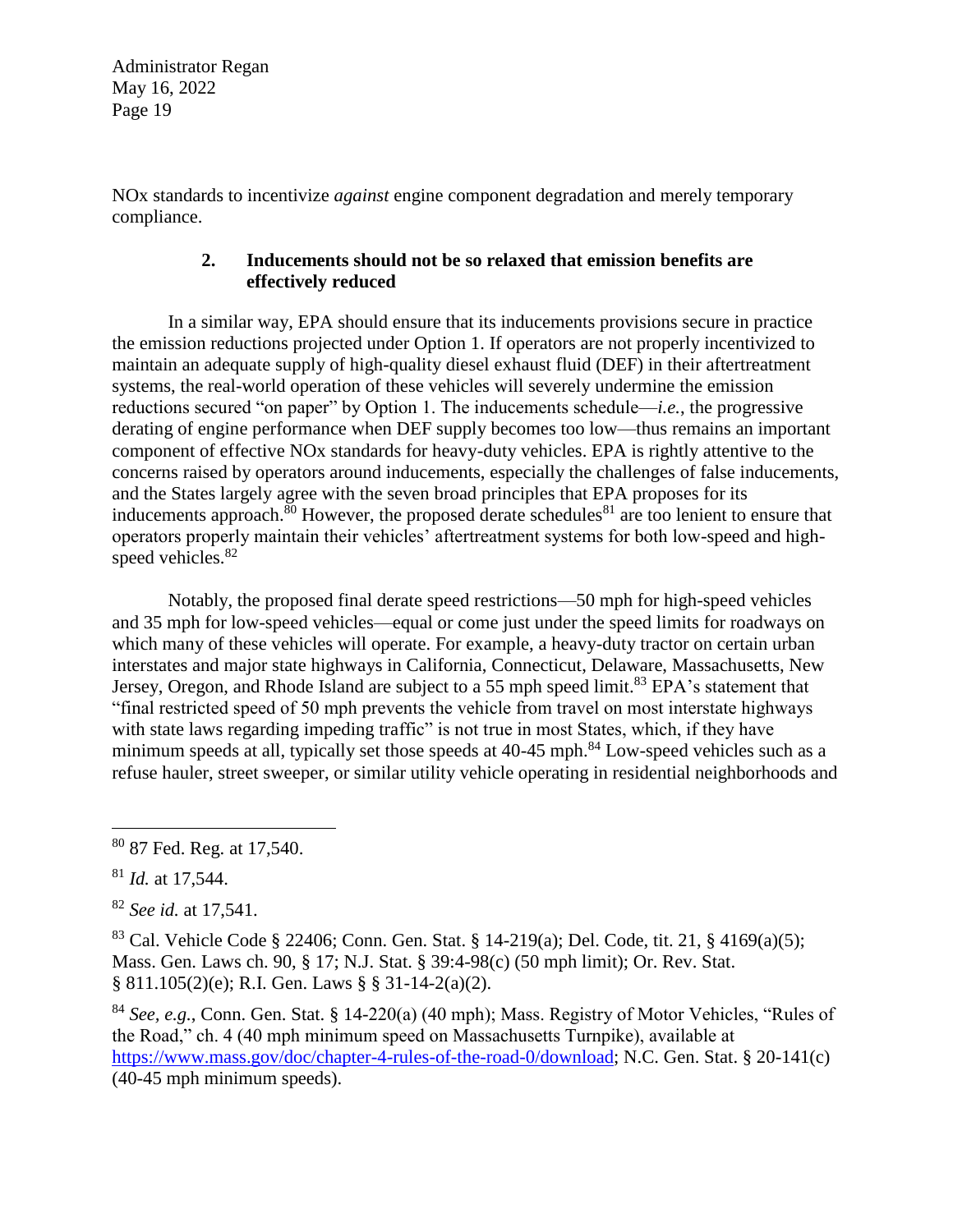NOx standards to incentivize *against* engine component degradation and merely temporary compliance.

### 2. Inducements should not be so relaxed that emission benefits are effectively reduced

In a similar way, EPA should ensure that its inducements provisions secure in practice the emission reductions projected under Option 1. If operators are not properly incentivized to maintain an adequate supply of high-quality diesel exhaust fluid (DEF) in their aftertreatment systems, the real-world operation of these vehicles will severely undermine the emission reductions secured "on paper" by Option 1. The inducements schedule—*i.e.*, the progressive derating of engine performance when DEF supply becomes too low—thus remains an important component of effective NOx standards for heavy-duty vehicles. EPA is rightly attentive to the concerns raised by operators around inducements, especially the challenges of false inducements, and the States largely agree with the seven broad principles that EPA proposes for its inducements approach.[80] However, the proposed derate schedules[81] are too lenient to ensure that operators properly maintain their vehicles' aftertreatment systems for both low-speed and high-speed vehicles.[82]

Notably, the proposed final derate speed restrictions—50 mph for high-speed vehicles and 35 mph for low-speed vehicles—equal or come just under the speed limits for roadways on which many of these vehicles will operate. For example, a heavy-duty tractor on certain urban interstates and major state highways in California, Connecticut, Delaware, Massachusetts, New Jersey, Oregon, and Rhode Island are subject to a 55 mph speed limit.[83] EPA's statement that "final restricted speed of 50 mph prevents the vehicle from travel on most interstate highways with state laws regarding impeding traffic" is not true in most States, which, if they have minimum speeds at all, typically set those speeds at 40-45 mph.[84] Low-speed vehicles such as a refuse hauler, street sweeper, or similar utility vehicle operating in residential neighborhoods and

---

[80] 87 Fed. Reg. at 17,540.

[81] *Id.* at 17,544.

[82] *See id.* at 17,541.

[83] Cal. Vehicle Code § 22406; Conn. Gen. Stat. § 14-219(a); Del. Code, tit. 21, § 4169(a)(5); Mass. Gen. Laws ch. 90, § 17; N.J. Stat. § 39:4-98(c) (50 mph limit); Or. Rev. Stat. § 811.105(2)(e); R.I. Gen. Laws § § 31-14-2(a)(2).

[84] *See, e.g.*, Conn. Gen. Stat. § 14-220(a) (40 mph); Mass. Registry of Motor Vehicles, "Rules of the Road," ch. 4 (40 mph minimum speed on Massachusetts Turnpike), available at https://www.mass.gov/doc/chapter-4-rules-of-the-road-0/download; N.C. Gen. Stat. § 20-141(c) (40-45 mph minimum speeds).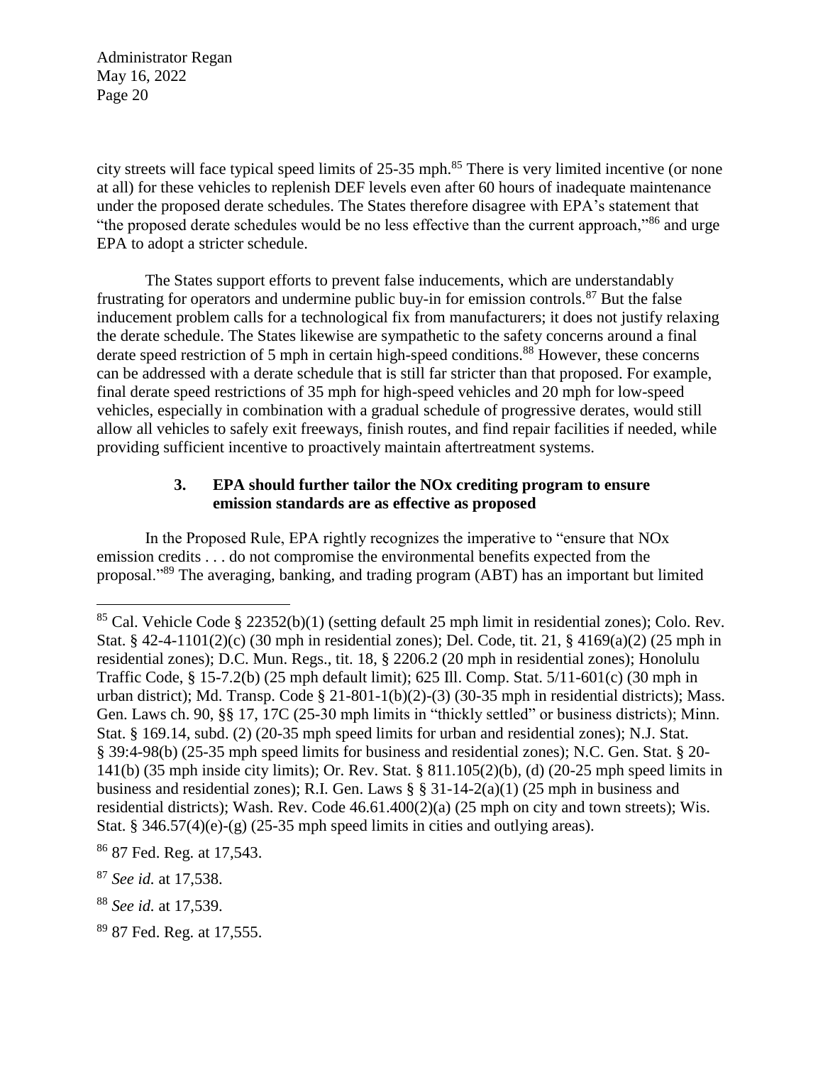city streets will face typical speed limits of 25-35 mph.[85] There is very limited incentive (or none at all) for these vehicles to replenish DEF levels even after 60 hours of inadequate maintenance under the proposed derate schedules. The States therefore disagree with EPA's statement that "the proposed derate schedules would be no less effective than the current approach,"[86] and urge EPA to adopt a stricter schedule.

The States support efforts to prevent false inducements, which are understandably frustrating for operators and undermine public buy-in for emission controls.[87] But the false inducement problem calls for a technological fix from manufacturers; it does not justify relaxing the derate schedule. The States likewise are sympathetic to the safety concerns around a final derate speed restriction of 5 mph in certain high-speed conditions.[88] However, these concerns can be addressed with a derate schedule that is still far stricter than that proposed. For example, final derate speed restrictions of 35 mph for high-speed vehicles and 20 mph for low-speed vehicles, especially in combination with a gradual schedule of progressive derates, would still allow all vehicles to safely exit freeways, finish routes, and find repair facilities if needed, while providing sufficient incentive to proactively maintain aftertreatment systems.

### 3. EPA should further tailor the NOx crediting program to ensure emission standards are as effective as proposed

In the Proposed Rule, EPA rightly recognizes the imperative to "ensure that NOx emission credits . . . do not compromise the environmental benefits expected from the proposal."[89] The averaging, banking, and trading program (ABT) has an important but limited

---

[85] Cal. Vehicle Code § 22352(b)(1) (setting default 25 mph limit in residential zones); Colo. Rev. Stat. § 42-4-1101(2)(c) (30 mph in residential zones); Del. Code, tit. 21, § 4169(a)(2) (25 mph in residential zones); D.C. Mun. Regs., tit. 18, § 2206.2 (20 mph in residential zones); Honolulu Traffic Code, § 15-7.2(b) (25 mph default limit); 625 Ill. Comp. Stat. 5/11-601(c) (30 mph in urban district); Md. Transp. Code § 21-801-1(b)(2)-(3) (30-35 mph in residential districts); Mass. Gen. Laws ch. 90, §§ 17, 17C (25-30 mph limits in "thickly settled" or business districts); Minn. Stat. § 169.14, subd. (2) (20-35 mph speed limits for urban and residential zones); N.J. Stat. § 39:4-98(b) (25-35 mph speed limits for business and residential zones); N.C. Gen. Stat. § 20-141(b) (35 mph inside city limits); Or. Rev. Stat. § 811.105(2)(b), (d) (20-25 mph speed limits in business and residential zones); R.I. Gen. Laws § § 31-14-2(a)(1) (25 mph in business and residential districts); Wash. Rev. Code 46.61.400(2)(a) (25 mph on city and town streets); Wis. Stat. § 346.57(4)(e)-(g) (25-35 mph speed limits in cities and outlying areas).

[86] 87 Fed. Reg. at 17,543.

[87] *See id.* at 17,538.

[88] *See id.* at 17,539.

[89] 87 Fed. Reg. at 17,555.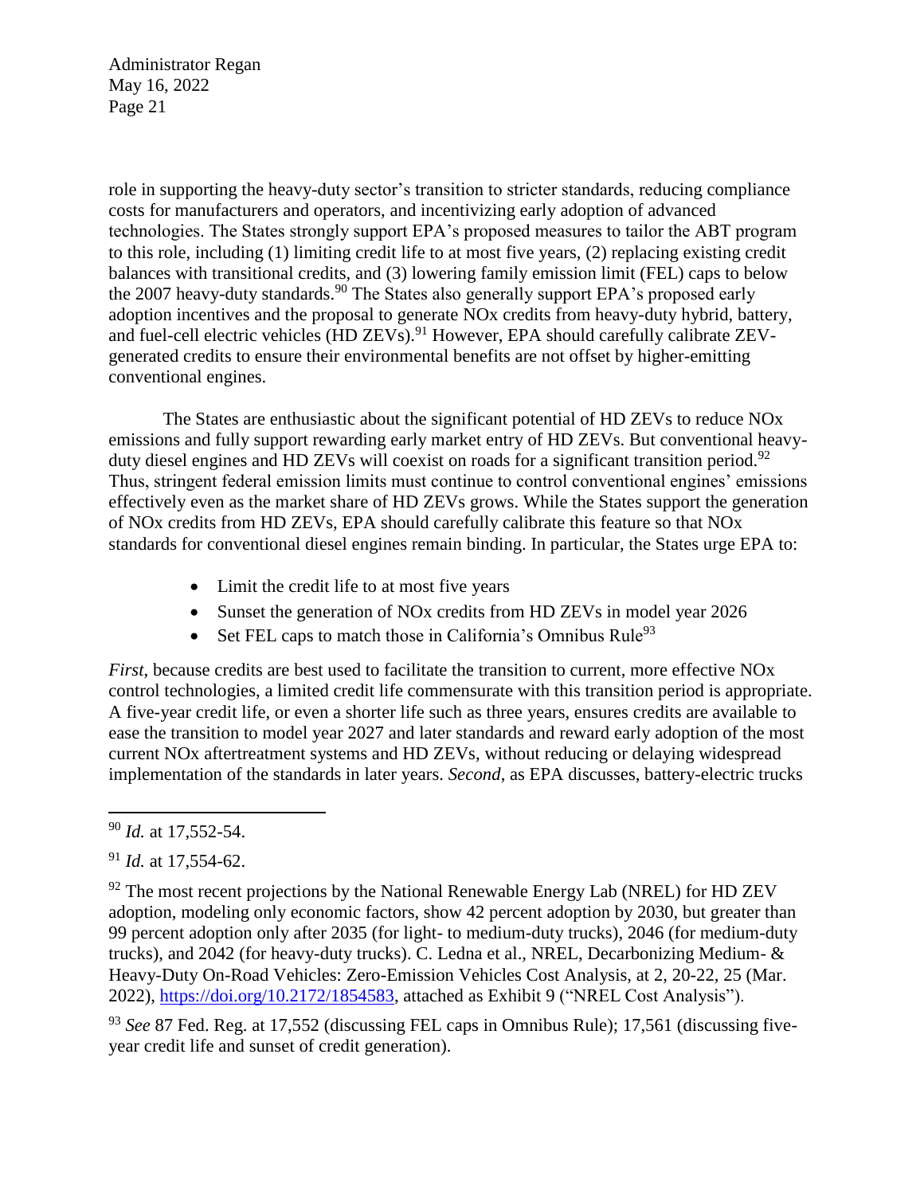role in supporting the heavy-duty sector's transition to stricter standards, reducing compliance costs for manufacturers and operators, and incentivizing early adoption of advanced technologies. The States strongly support EPA's proposed measures to tailor the ABT program to this role, including (1) limiting credit life to at most five years, (2) replacing existing credit balances with transitional credits, and (3) lowering family emission limit (FEL) caps to below the 2007 heavy-duty standards.[90] The States also generally support EPA's proposed early adoption incentives and the proposal to generate NOx credits from heavy-duty hybrid, battery, and fuel-cell electric vehicles (HD ZEVs).[91] However, EPA should carefully calibrate ZEV-generated credits to ensure their environmental benefits are not offset by higher-emitting conventional engines.

The States are enthusiastic about the significant potential of HD ZEVs to reduce NOx emissions and fully support rewarding early market entry of HD ZEVs. But conventional heavy-duty diesel engines and HD ZEVs will coexist on roads for a significant transition period.[92] Thus, stringent federal emission limits must continue to control conventional engines' emissions effectively even as the market share of HD ZEVs grows. While the States support the generation of NOx credits from HD ZEVs, EPA should carefully calibrate this feature so that NOx standards for conventional diesel engines remain binding. In particular, the States urge EPA to:

- Limit the credit life to at most five years
- Sunset the generation of NOx credits from HD ZEVs in model year 2026
- Set FEL caps to match those in California's Omnibus Rule[93]

*First*, because credits are best used to facilitate the transition to current, more effective NOx control technologies, a limited credit life commensurate with this transition period is appropriate. A five-year credit life, or even a shorter life such as three years, ensures credits are available to ease the transition to model year 2027 and later standards and reward early adoption of the most current NOx aftertreatment systems and HD ZEVs, without reducing or delaying widespread implementation of the standards in later years. *Second*, as EPA discusses, battery-electric trucks

---

[90] *Id.* at 17,552-54.

[91] *Id.* at 17,554-62.

[92] The most recent projections by the National Renewable Energy Lab (NREL) for HD ZEV adoption, modeling only economic factors, show 42 percent adoption by 2030, but greater than 99 percent adoption only after 2035 (for light- to medium-duty trucks), 2046 (for medium-duty trucks), and 2042 (for heavy-duty trucks). C. Ledna et al., NREL, Decarbonizing Medium- & Heavy-Duty On-Road Vehicles: Zero-Emission Vehicles Cost Analysis, at 2, 20-22, 25 (Mar. 2022), https://doi.org/10.2172/1854583, attached as Exhibit 9 ("NREL Cost Analysis").

[93] *See* 87 Fed. Reg. at 17,552 (discussing FEL caps in Omnibus Rule); 17,561 (discussing five-year credit life and sunset of credit generation).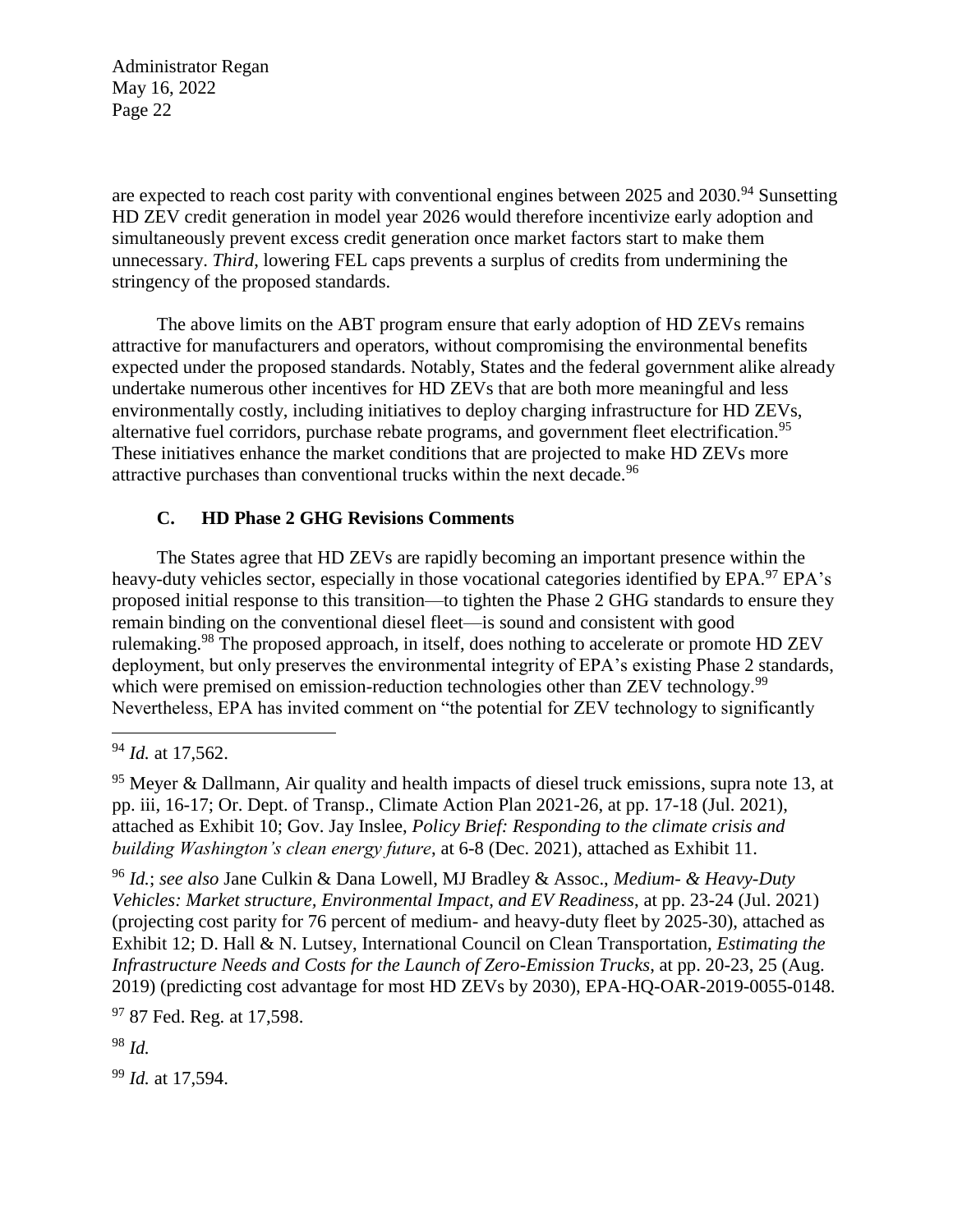are expected to reach cost parity with conventional engines between 2025 and 2030.[94] Sunsetting HD ZEV credit generation in model year 2026 would therefore incentivize early adoption and simultaneously prevent excess credit generation once market factors start to make them unnecessary. *Third*, lowering FEL caps prevents a surplus of credits from undermining the stringency of the proposed standards.

The above limits on the ABT program ensure that early adoption of HD ZEVs remains attractive for manufacturers and operators, without compromising the environmental benefits expected under the proposed standards. Notably, States and the federal government alike already undertake numerous other incentives for HD ZEVs that are both more meaningful and less environmentally costly, including initiatives to deploy charging infrastructure for HD ZEVs, alternative fuel corridors, purchase rebate programs, and government fleet electrification.[95] These initiatives enhance the market conditions that are projected to make HD ZEVs more attractive purchases than conventional trucks within the next decade.[96]

### C. HD Phase 2 GHG Revisions Comments

The States agree that HD ZEVs are rapidly becoming an important presence within the heavy-duty vehicles sector, especially in those vocational categories identified by EPA.[97] EPA's proposed initial response to this transition—to tighten the Phase 2 GHG standards to ensure they remain binding on the conventional diesel fleet—is sound and consistent with good rulemaking.[98] The proposed approach, in itself, does nothing to accelerate or promote HD ZEV deployment, but only preserves the environmental integrity of EPA's existing Phase 2 standards, which were premised on emission-reduction technologies other than ZEV technology.[99] Nevertheless, EPA has invited comment on "the potential for ZEV technology to significantly

---

[94] *Id.* at 17,562.

[95] Meyer & Dallmann, Air quality and health impacts of diesel truck emissions, supra note 13, at pp. iii, 16-17; Or. Dept. of Transp., Climate Action Plan 2021-26, at pp. 17-18 (Jul. 2021), attached as Exhibit 10; Gov. Jay Inslee, *Policy Brief: Responding to the climate crisis and building Washington's clean energy future*, at 6-8 (Dec. 2021), attached as Exhibit 11.

[96] *Id.*; *see also* Jane Culkin & Dana Lowell, MJ Bradley & Assoc., *Medium- & Heavy-Duty Vehicles: Market structure, Environmental Impact, and EV Readiness*, at pp. 23-24 (Jul. 2021) (projecting cost parity for 76 percent of medium- and heavy-duty fleet by 2025-30), attached as Exhibit 12; D. Hall & N. Lutsey, International Council on Clean Transportation, *Estimating the Infrastructure Needs and Costs for the Launch of Zero-Emission Trucks*, at pp. 20-23, 25 (Aug. 2019) (predicting cost advantage for most HD ZEVs by 2030), EPA-HQ-OAR-2019-0055-0148.

[97] 87 Fed. Reg. at 17,598.

[98] *Id.*

[99] *Id.* at 17,594.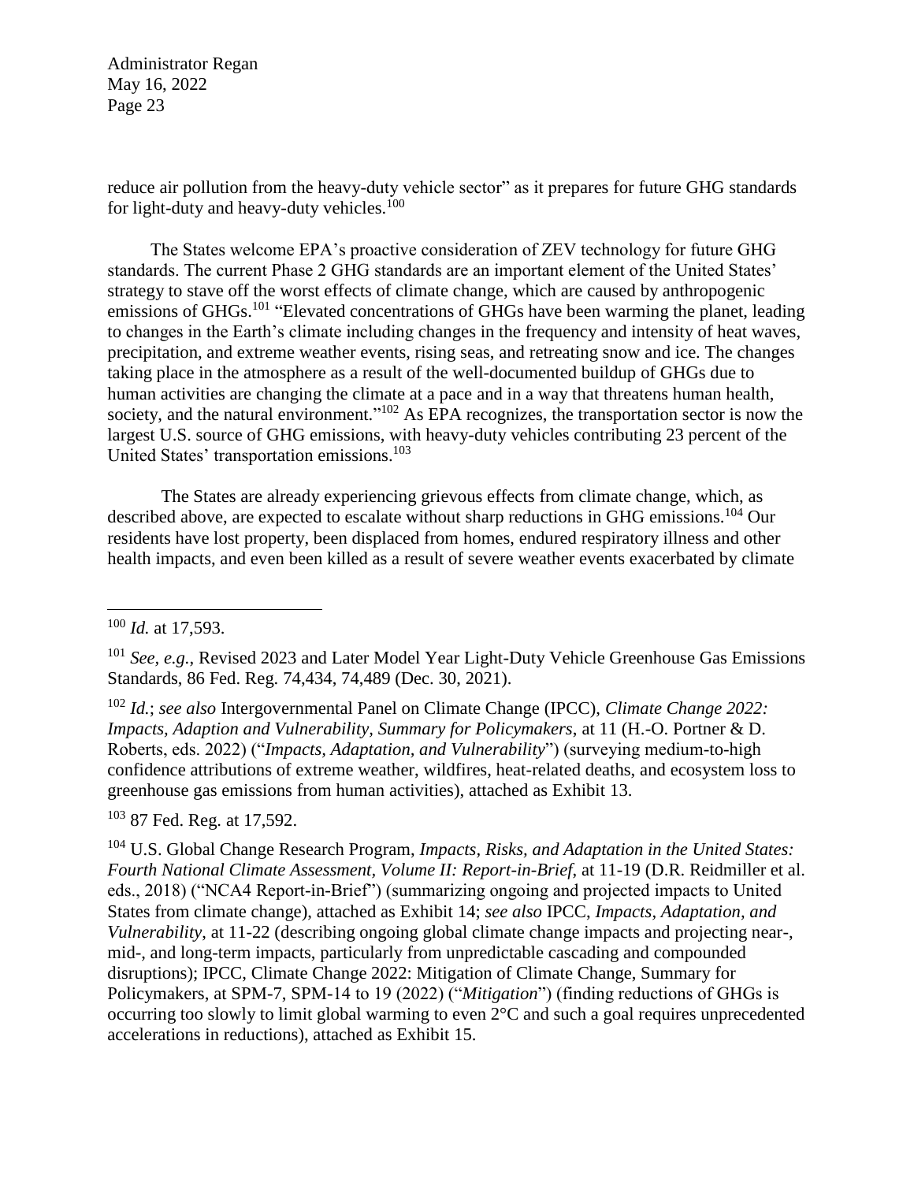reduce air pollution from the heavy-duty vehicle sector" as it prepares for future GHG standards for light-duty and heavy-duty vehicles.[100]

The States welcome EPA's proactive consideration of ZEV technology for future GHG standards. The current Phase 2 GHG standards are an important element of the United States' strategy to stave off the worst effects of climate change, which are caused by anthropogenic emissions of GHGs.[101] "Elevated concentrations of GHGs have been warming the planet, leading to changes in the Earth's climate including changes in the frequency and intensity of heat waves, precipitation, and extreme weather events, rising seas, and retreating snow and ice. The changes taking place in the atmosphere as a result of the well-documented buildup of GHGs due to human activities are changing the climate at a pace and in a way that threatens human health, society, and the natural environment."[102] As EPA recognizes, the transportation sector is now the largest U.S. source of GHG emissions, with heavy-duty vehicles contributing 23 percent of the United States' transportation emissions.[103]

The States are already experiencing grievous effects from climate change, which, as described above, are expected to escalate without sharp reductions in GHG emissions.[104] Our residents have lost property, been displaced from homes, endured respiratory illness and other health impacts, and even been killed as a result of severe weather events exacerbated by climate

---

[100] *Id.* at 17,593.

[101] *See, e.g.*, Revised 2023 and Later Model Year Light-Duty Vehicle Greenhouse Gas Emissions Standards, 86 Fed. Reg. 74,434, 74,489 (Dec. 30, 2021).

[102] *Id.*; *see also* Intergovernmental Panel on Climate Change (IPCC), *Climate Change 2022: Impacts, Adaption and Vulnerability, Summary for Policymakers*, at 11 (H.-O. Portner & D. Roberts, eds. 2022) ("*Impacts, Adaptation, and Vulnerability*") (surveying medium-to-high confidence attributions of extreme weather, wildfires, heat-related deaths, and ecosystem loss to greenhouse gas emissions from human activities), attached as Exhibit 13.

[103] 87 Fed. Reg. at 17,592.

[104] U.S. Global Change Research Program, *Impacts, Risks, and Adaptation in the United States: Fourth National Climate Assessment, Volume II: Report-in-Brief*, at 11-19 (D.R. Reidmiller et al. eds., 2018) ("NCA4 Report-in-Brief") (summarizing ongoing and projected impacts to United States from climate change), attached as Exhibit 14; *see also* IPCC, *Impacts, Adaptation, and Vulnerability*, at 11-22 (describing ongoing global climate change impacts and projecting near-, mid-, and long-term impacts, particularly from unpredictable cascading and compounded disruptions); IPCC, Climate Change 2022: Mitigation of Climate Change, Summary for Policymakers, at SPM-7, SPM-14 to 19 (2022) ("*Mitigation*") (finding reductions of GHGs is occurring too slowly to limit global warming to even 2°C and such a goal requires unprecedented accelerations in reductions), attached as Exhibit 15.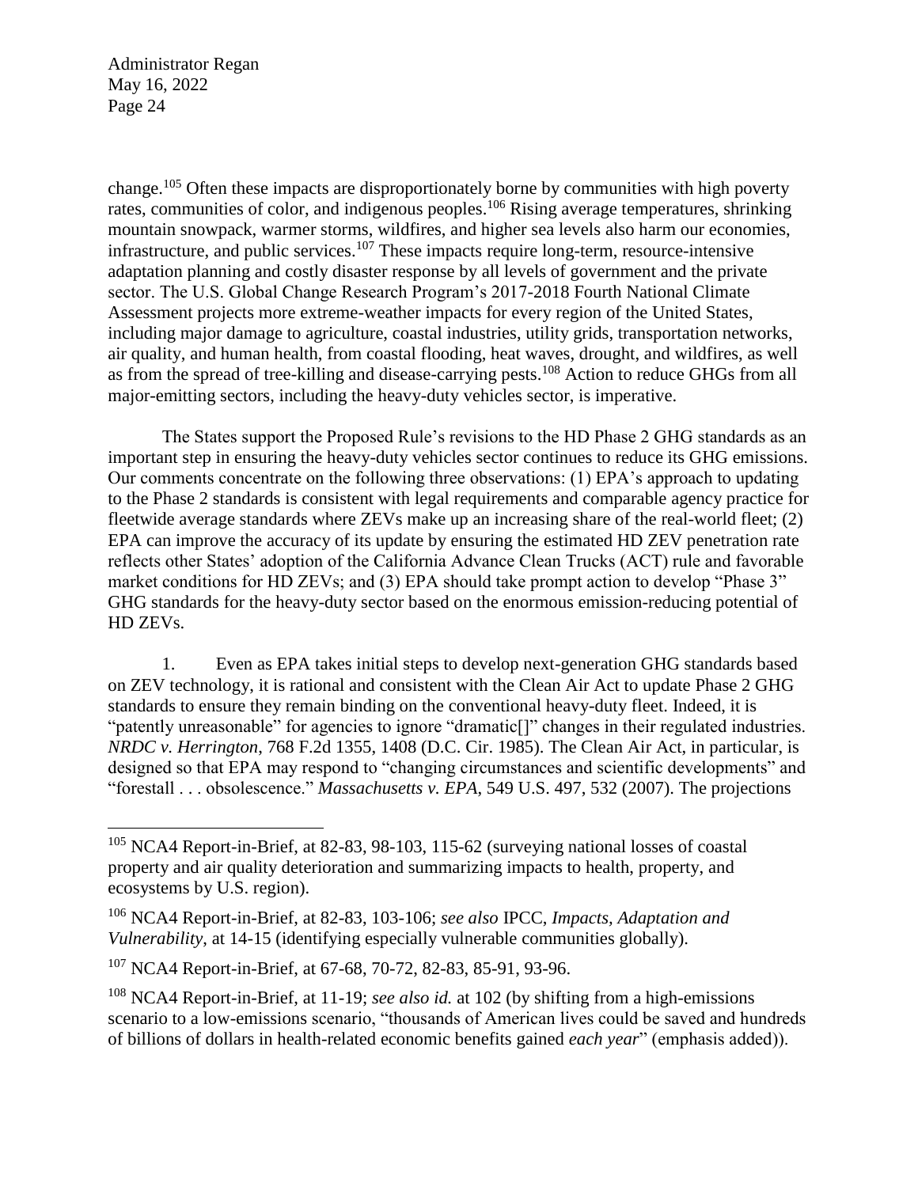change.[105] Often these impacts are disproportionately borne by communities with high poverty rates, communities of color, and indigenous peoples.[106] Rising average temperatures, shrinking mountain snowpack, warmer storms, wildfires, and higher sea levels also harm our economies, infrastructure, and public services.[107] These impacts require long-term, resource-intensive adaptation planning and costly disaster response by all levels of government and the private sector. The U.S. Global Change Research Program's 2017-2018 Fourth National Climate Assessment projects more extreme-weather impacts for every region of the United States, including major damage to agriculture, coastal industries, utility grids, transportation networks, air quality, and human health, from coastal flooding, heat waves, drought, and wildfires, as well as from the spread of tree-killing and disease-carrying pests.[108] Action to reduce GHGs from all major-emitting sectors, including the heavy-duty vehicles sector, is imperative.

The States support the Proposed Rule's revisions to the HD Phase 2 GHG standards as an important step in ensuring the heavy-duty vehicles sector continues to reduce its GHG emissions. Our comments concentrate on the following three observations: (1) EPA's approach to updating to the Phase 2 standards is consistent with legal requirements and comparable agency practice for fleetwide average standards where ZEVs make up an increasing share of the real-world fleet; (2) EPA can improve the accuracy of its update by ensuring the estimated HD ZEV penetration rate reflects other States' adoption of the California Advance Clean Trucks (ACT) rule and favorable market conditions for HD ZEVs; and (3) EPA should take prompt action to develop "Phase 3" GHG standards for the heavy-duty sector based on the enormous emission-reducing potential of HD ZEVs.

1. Even as EPA takes initial steps to develop next-generation GHG standards based on ZEV technology, it is rational and consistent with the Clean Air Act to update Phase 2 GHG standards to ensure they remain binding on the conventional heavy-duty fleet. Indeed, it is "patently unreasonable" for agencies to ignore "dramatic[]" changes in their regulated industries. *NRDC v. Herrington*, 768 F.2d 1355, 1408 (D.C. Cir. 1985). The Clean Air Act, in particular, is designed so that EPA may respond to "changing circumstances and scientific developments" and "forestall . . . obsolescence." *Massachusetts v. EPA*, 549 U.S. 497, 532 (2007). The projections

---

[105] NCA4 Report-in-Brief, at 82-83, 98-103, 115-62 (surveying national losses of coastal property and air quality deterioration and summarizing impacts to health, property, and ecosystems by U.S. region).

[106] NCA4 Report-in-Brief, at 82-83, 103-106; *see also* IPCC, *Impacts, Adaptation and Vulnerability*, at 14-15 (identifying especially vulnerable communities globally).

[107] NCA4 Report-in-Brief, at 67-68, 70-72, 82-83, 85-91, 93-96.

[108] NCA4 Report-in-Brief, at 11-19; *see also id.* at 102 (by shifting from a high-emissions scenario to a low-emissions scenario, "thousands of American lives could be saved and hundreds of billions of dollars in health-related economic benefits gained *each year*" (emphasis added)).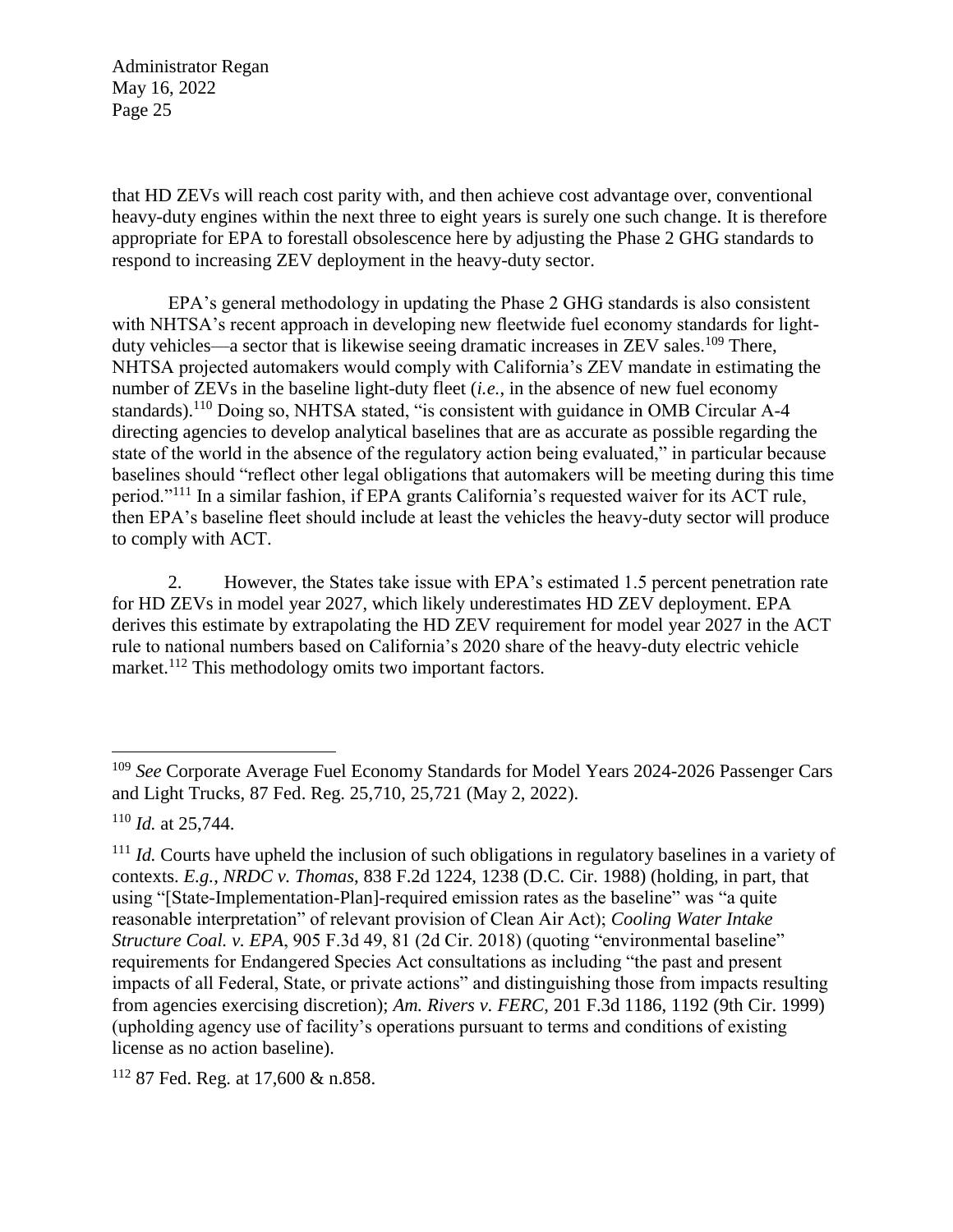that HD ZEVs will reach cost parity with, and then achieve cost advantage over, conventional heavy-duty engines within the next three to eight years is surely one such change. It is therefore appropriate for EPA to forestall obsolescence here by adjusting the Phase 2 GHG standards to respond to increasing ZEV deployment in the heavy-duty sector.

EPA's general methodology in updating the Phase 2 GHG standards is also consistent with NHTSA's recent approach in developing new fleetwide fuel economy standards for light-duty vehicles—a sector that is likewise seeing dramatic increases in ZEV sales.[109] There, NHTSA projected automakers would comply with California's ZEV mandate in estimating the number of ZEVs in the baseline light-duty fleet (*i.e.*, in the absence of new fuel economy standards).[110] Doing so, NHTSA stated, "is consistent with guidance in OMB Circular A-4 directing agencies to develop analytical baselines that are as accurate as possible regarding the state of the world in the absence of the regulatory action being evaluated," in particular because baselines should "reflect other legal obligations that automakers will be meeting during this time period."[111] In a similar fashion, if EPA grants California's requested waiver for its ACT rule, then EPA's baseline fleet should include at least the vehicles the heavy-duty sector will produce to comply with ACT.

2. However, the States take issue with EPA's estimated 1.5 percent penetration rate for HD ZEVs in model year 2027, which likely underestimates HD ZEV deployment. EPA derives this estimate by extrapolating the HD ZEV requirement for model year 2027 in the ACT rule to national numbers based on California's 2020 share of the heavy-duty electric vehicle market.[112] This methodology omits two important factors.

---

[109] *See* Corporate Average Fuel Economy Standards for Model Years 2024-2026 Passenger Cars and Light Trucks, 87 Fed. Reg. 25,710, 25,721 (May 2, 2022).

[110] *Id.* at 25,744.

[111] *Id.* Courts have upheld the inclusion of such obligations in regulatory baselines in a variety of contexts. *E.g.*, *NRDC v. Thomas*, 838 F.2d 1224, 1238 (D.C. Cir. 1988) (holding, in part, that using "[State-Implementation-Plan]-required emission rates as the baseline" was "a quite reasonable interpretation" of relevant provision of Clean Air Act); *Cooling Water Intake Structure Coal. v. EPA*, 905 F.3d 49, 81 (2d Cir. 2018) (quoting "environmental baseline" requirements for Endangered Species Act consultations as including "the past and present impacts of all Federal, State, or private actions" and distinguishing those from impacts resulting from agencies exercising discretion); *Am. Rivers v. FERC*, 201 F.3d 1186, 1192 (9th Cir. 1999) (upholding agency use of facility's operations pursuant to terms and conditions of existing license as no action baseline).

[112] 87 Fed. Reg. at 17,600 & n.858.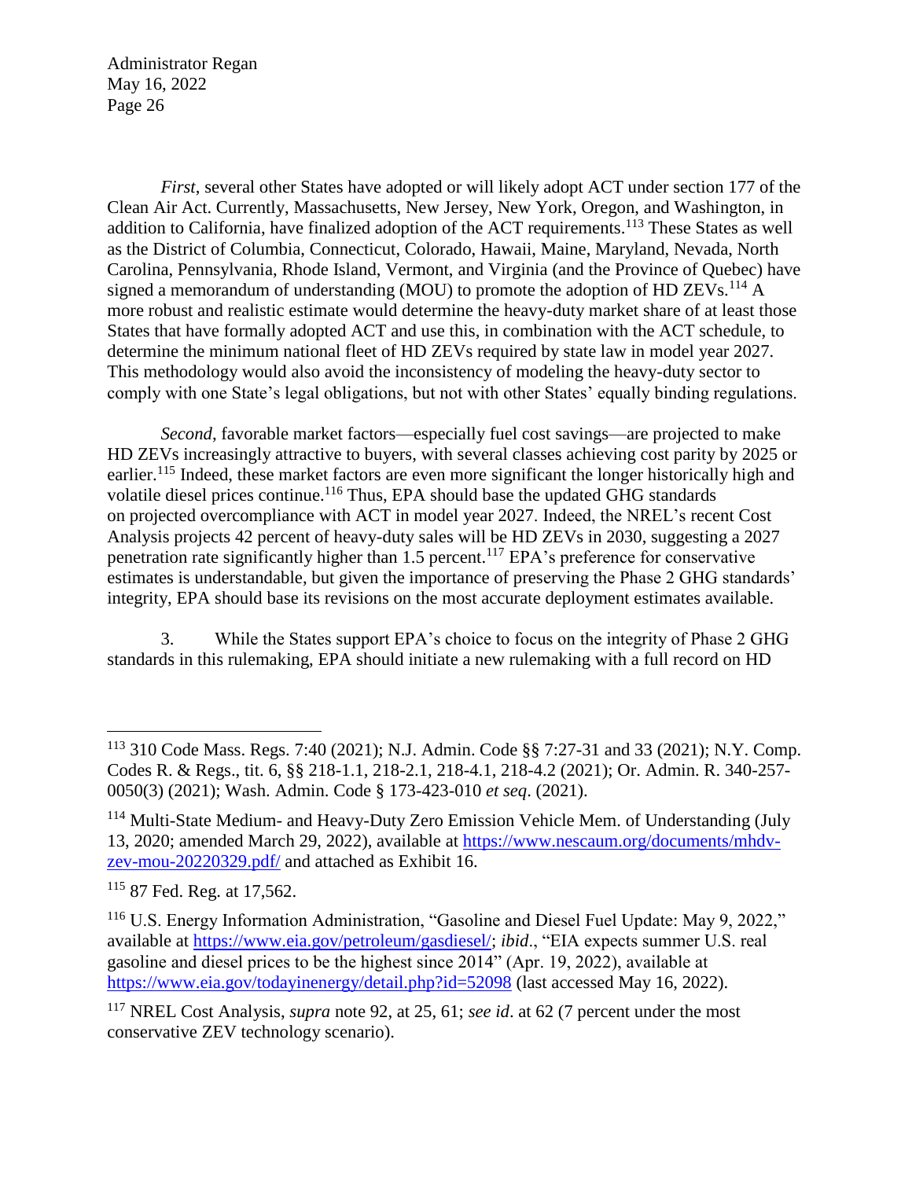*First*, several other States have adopted or will likely adopt ACT under section 177 of the Clean Air Act. Currently, Massachusetts, New Jersey, New York, Oregon, and Washington, in addition to California, have finalized adoption of the ACT requirements.[113] These States as well as the District of Columbia, Connecticut, Colorado, Hawaii, Maine, Maryland, Nevada, North Carolina, Pennsylvania, Rhode Island, Vermont, and Virginia (and the Province of Quebec) have signed a memorandum of understanding (MOU) to promote the adoption of HD ZEVs.[114] A more robust and realistic estimate would determine the heavy-duty market share of at least those States that have formally adopted ACT and use this, in combination with the ACT schedule, to determine the minimum national fleet of HD ZEVs required by state law in model year 2027. This methodology would also avoid the inconsistency of modeling the heavy-duty sector to comply with one State's legal obligations, but not with other States' equally binding regulations.

*Second*, favorable market factors—especially fuel cost savings—are projected to make HD ZEVs increasingly attractive to buyers, with several classes achieving cost parity by 2025 or earlier.[115] Indeed, these market factors are even more significant the longer historically high and volatile diesel prices continue.[116] Thus, EPA should base the updated GHG standards on projected overcompliance with ACT in model year 2027. Indeed, the NREL's recent Cost Analysis projects 42 percent of heavy-duty sales will be HD ZEVs in 2030, suggesting a 2027 penetration rate significantly higher than 1.5 percent.[117] EPA's preference for conservative estimates is understandable, but given the importance of preserving the Phase 2 GHG standards' integrity, EPA should base its revisions on the most accurate deployment estimates available.

3. While the States support EPA's choice to focus on the integrity of Phase 2 GHG standards in this rulemaking, EPA should initiate a new rulemaking with a full record on HD

---

[113] 310 Code Mass. Regs. 7:40 (2021); N.J. Admin. Code §§ 7:27-31 and 33 (2021); N.Y. Comp. Codes R. & Regs., tit. 6, §§ 218-1.1, 218-2.1, 218-4.1, 218-4.2 (2021); Or. Admin. R. 340-257-0050(3) (2021); Wash. Admin. Code § 173-423-010 *et seq*. (2021).

[114] Multi-State Medium- and Heavy-Duty Zero Emission Vehicle Mem. of Understanding (July 13, 2020; amended March 29, 2022), available at https://www.nescaum.org/documents/mhdv-zev-mou-20220329.pdf/ and attached as Exhibit 16.

[115] 87 Fed. Reg. at 17,562.

[116] U.S. Energy Information Administration, "Gasoline and Diesel Fuel Update: May 9, 2022," available at https://www.eia.gov/petroleum/gasdiesel/; *ibid*., "EIA expects summer U.S. real gasoline and diesel prices to be the highest since 2014" (Apr. 19, 2022), available at https://www.eia.gov/todayinenergy/detail.php?id=52098 (last accessed May 16, 2022).

[117] NREL Cost Analysis, *supra* note 92, at 25, 61; *see id*. at 62 (7 percent under the most conservative ZEV technology scenario).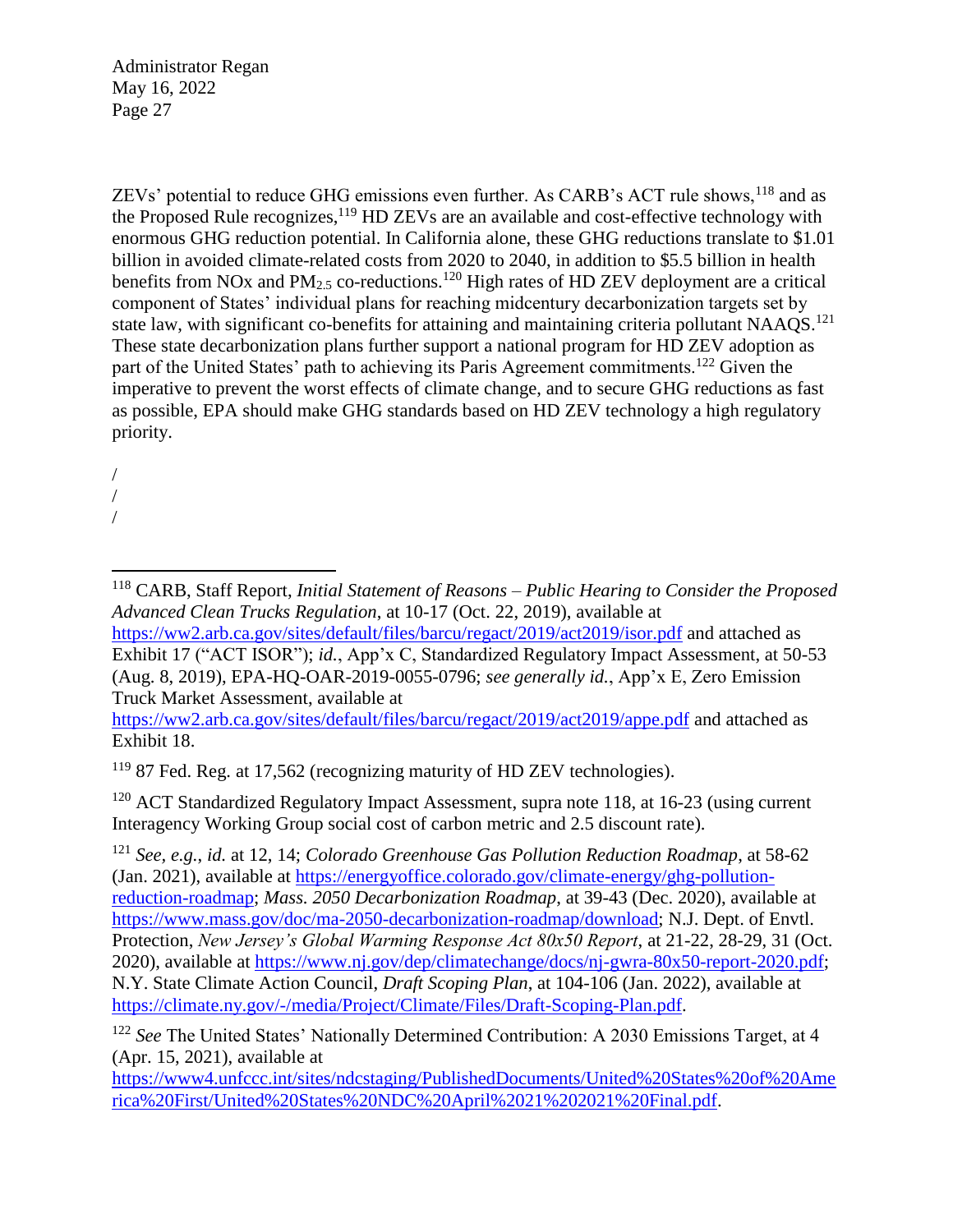ZEVs' potential to reduce GHG emissions even further. As CARB's ACT rule shows,[118] and as the Proposed Rule recognizes,[119] HD ZEVs are an available and cost-effective technology with enormous GHG reduction potential. In California alone, these GHG reductions translate to $1.01 billion in avoided climate-related costs from 2020 to 2040, in addition to $5.5 billion in health benefits from NOx and $PM_{2.5}$ co-reductions.[120] High rates of HD ZEV deployment are a critical component of States' individual plans for reaching midcentury decarbonization targets set by state law, with significant co-benefits for attaining and maintaining criteria pollutant NAAQS.[121] These state decarbonization plans further support a national program for HD ZEV adoption as part of the United States' path to achieving its Paris Agreement commitments.[122] Given the imperative to prevent the worst effects of climate change, and to secure GHG reductions as fast as possible, EPA should make GHG standards based on HD ZEV technology a high regulatory priority.

/
/
/

---

[118] CARB, Staff Report, *Initial Statement of Reasons – Public Hearing to Consider the Proposed Advanced Clean Trucks Regulation*, at 10-17 (Oct. 22, 2019), available at https://ww2.arb.ca.gov/sites/default/files/barcu/regact/2019/act2019/isor.pdf and attached as Exhibit 17 ("ACT ISOR"); *id.*, App'x C, Standardized Regulatory Impact Assessment, at 50-53 (Aug. 8, 2019), EPA-HQ-OAR-2019-0055-0796; *see generally id.*, App'x E, Zero Emission Truck Market Assessment, available at https://ww2.arb.ca.gov/sites/default/files/barcu/regact/2019/act2019/appe.pdf and attached as Exhibit 18.

[119] 87 Fed. Reg. at 17,562 (recognizing maturity of HD ZEV technologies).

[120] ACT Standardized Regulatory Impact Assessment, supra note 118, at 16-23 (using current Interagency Working Group social cost of carbon metric and 2.5 discount rate).

[121] *See, e.g.*, *id.* at 12, 14; *Colorado Greenhouse Gas Pollution Reduction Roadmap*, at 58-62 (Jan. 2021), available at https://energyoffice.colorado.gov/climate-energy/ghg-pollution-reduction-roadmap; *Mass. 2050 Decarbonization Roadmap*, at 39-43 (Dec. 2020), available at https://www.mass.gov/doc/ma-2050-decarbonization-roadmap/download; N.J. Dept. of Envtl. Protection, *New Jersey's Global Warming Response Act 80x50 Report*, at 21-22, 28-29, 31 (Oct. 2020), available at https://www.nj.gov/dep/climatechange/docs/nj-gwra-80x50-report-2020.pdf; N.Y. State Climate Action Council, *Draft Scoping Plan*, at 104-106 (Jan. 2022), available at https://climate.ny.gov/-/media/Project/Climate/Files/Draft-Scoping-Plan.pdf.

[122] *See* The United States' Nationally Determined Contribution: A 2030 Emissions Target, at 4 (Apr. 15, 2021), available at https://www4.unfccc.int/sites/ndcstaging/PublishedDocuments/United%20States%20of%20America%20First/United%20States%20NDC%20April%2021%202021%20Final.pdf.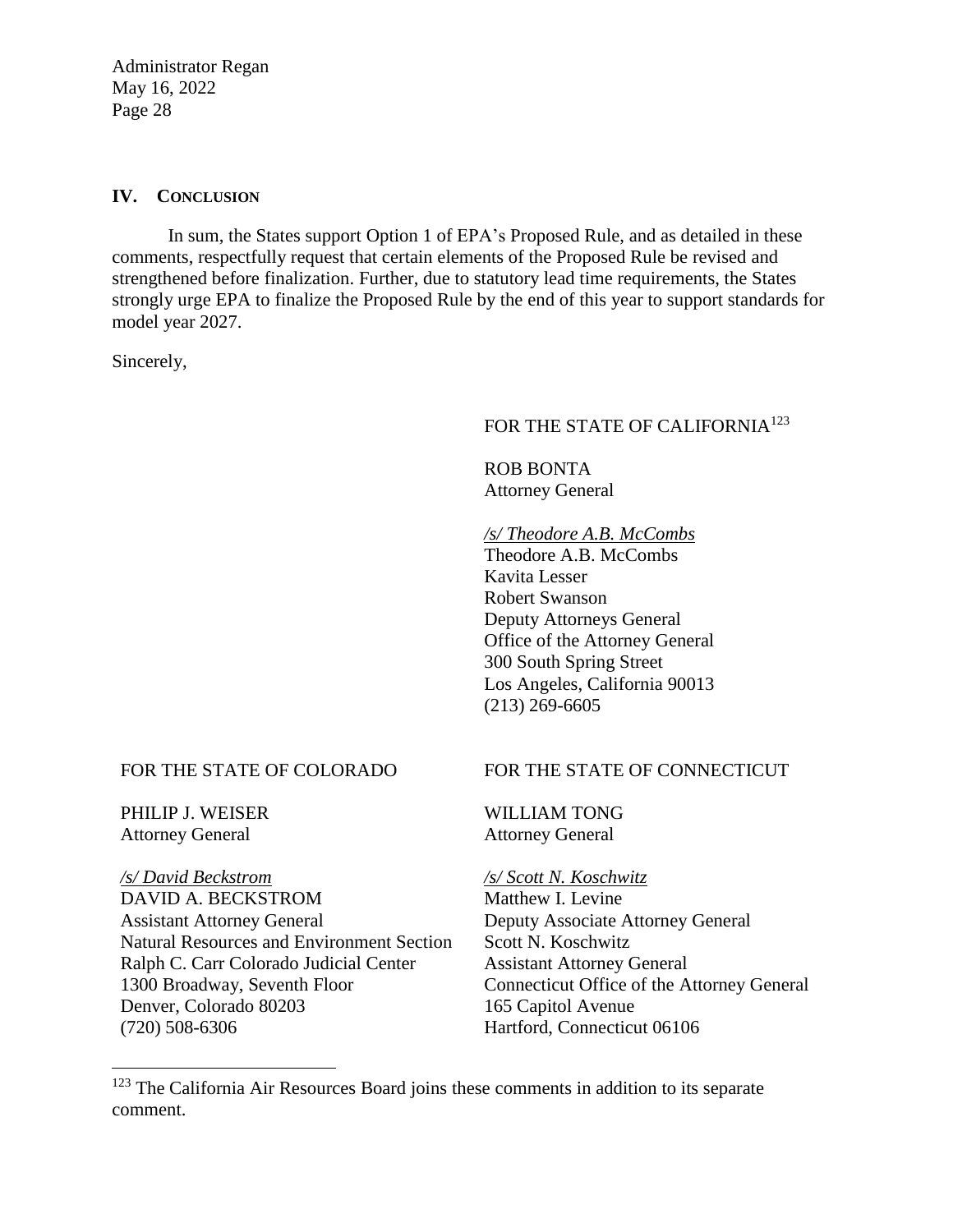## IV. Conclusion

In sum, the States support Option 1 of EPA's Proposed Rule, and as detailed in these comments, respectfully request that certain elements of the Proposed Rule be revised and strengthened before finalization. Further, due to statutory lead time requirements, the States strongly urge EPA to finalize the Proposed Rule by the end of this year to support standards for model year 2027.

Sincerely,

FOR THE STATE OF CALIFORNIA[123]

ROB BONTA
Attorney General

*/s/ Theodore A.B. McCombs*
Theodore A.B. McCombs
Kavita Lesser
Robert Swanson
Deputy Attorneys General
Office of the Attorney General
300 South Spring Street
Los Angeles, California 90013
(213) 269-6605

FOR THE STATE OF COLORADO

PHILIP J. WEISER
Attorney General

*/s/ David Beckstrom*
DAVID A. BECKSTROM
Assistant Attorney General
Natural Resources and Environment Section
Ralph C. Carr Colorado Judicial Center
1300 Broadway, Seventh Floor
Denver, Colorado 80203
(720) 508-6306

FOR THE STATE OF CONNECTICUT

WILLIAM TONG
Attorney General

*/s/ Scott N. Koschwitz*
Matthew I. Levine
Deputy Associate Attorney General
Scott N. Koschwitz
Assistant Attorney General
Connecticut Office of the Attorney General
165 Capitol Avenue
Hartford, Connecticut 06106

---

[123] The California Air Resources Board joins these comments in addition to its separate comment.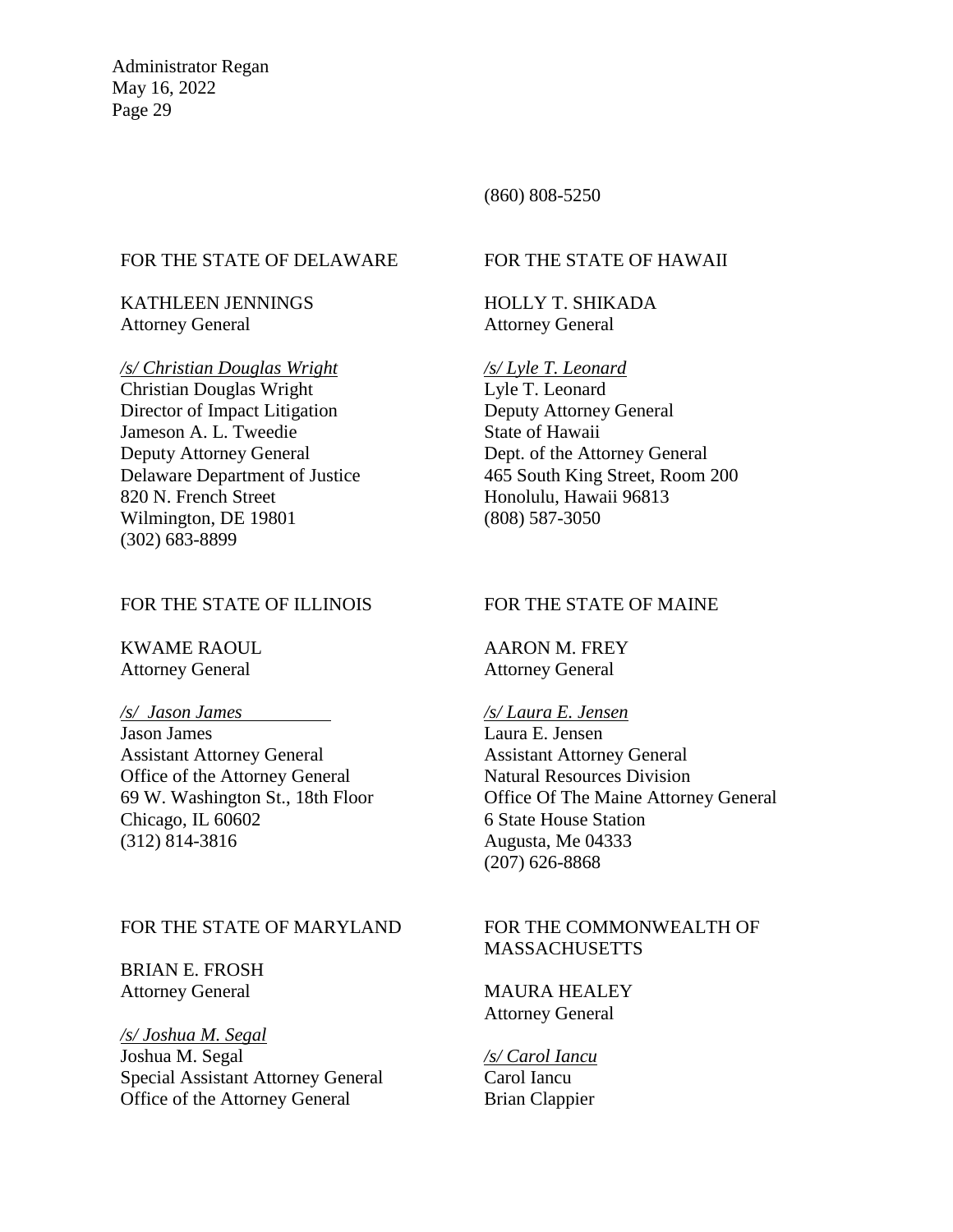(860) 808-5250

FOR THE STATE OF DELAWARE

KATHLEEN JENNINGS
Attorney General

*/s/ Christian Douglas Wright*
Christian Douglas Wright
Director of Impact Litigation
Jameson A. L. Tweedie
Deputy Attorney General
Delaware Department of Justice
820 N. French Street
Wilmington, DE 19801
(302) 683-8899

FOR THE STATE OF HAWAII

HOLLY T. SHIKADA
Attorney General

*/s/ Lyle T. Leonard*
Lyle T. Leonard
Deputy Attorney General
State of Hawaii
Dept. of the Attorney General
465 South King Street, Room 200
Honolulu, Hawaii 96813
(808) 587-3050

FOR THE STATE OF ILLINOIS

KWAME RAOUL
Attorney General

*/s/ Jason James*
Jason James
Assistant Attorney General
Office of the Attorney General
69 W. Washington St., 18th Floor
Chicago, IL 60602
(312) 814-3816

FOR THE STATE OF MAINE

AARON M. FREY
Attorney General

*/s/ Laura E. Jensen*
Laura E. Jensen
Assistant Attorney General
Natural Resources Division
Office Of The Maine Attorney General
6 State House Station
Augusta, Me 04333
(207) 626-8868

FOR THE STATE OF MARYLAND

BRIAN E. FROSH
Attorney General

*/s/ Joshua M. Segal*
Joshua M. Segal
Special Assistant Attorney General
Office of the Attorney General

FOR THE COMMONWEALTH OF MASSACHUSETTS

MAURA HEALEY
Attorney General

*/s/ Carol Iancu*
Carol Iancu
Brian Clappier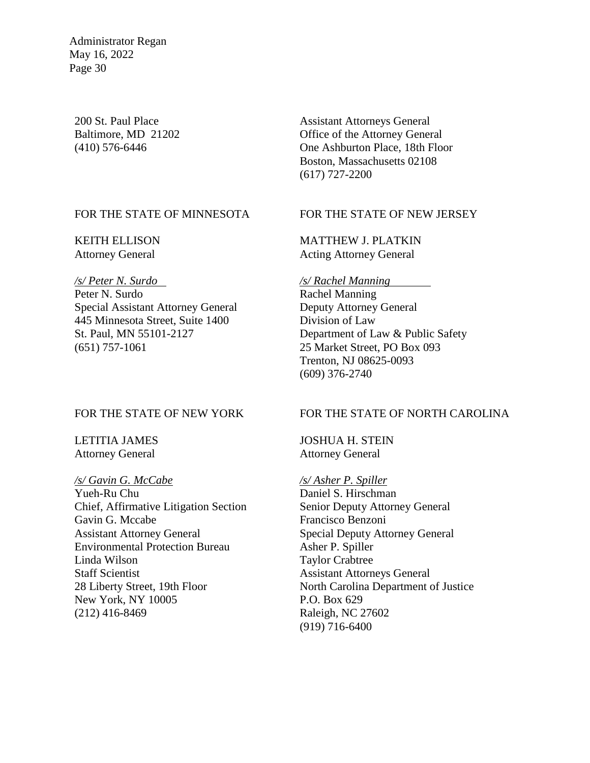200 St. Paul Place
Baltimore, MD 21202
(410) 576-6446

Assistant Attorneys General
Office of the Attorney General
One Ashburton Place, 18th Floor
Boston, Massachusetts 02108
(617) 727-2200

FOR THE STATE OF MINNESOTA

KEITH ELLISON
Attorney General

*/s/ Peter N. Surdo*
Peter N. Surdo
Special Assistant Attorney General
445 Minnesota Street, Suite 1400
St. Paul, MN 55101-2127
(651) 757-1061

FOR THE STATE OF NEW JERSEY

MATTHEW J. PLATKIN
Acting Attorney General

*/s/ Rachel Manning*
Rachel Manning
Deputy Attorney General
Division of Law
Department of Law & Public Safety
25 Market Street, PO Box 093
Trenton, NJ 08625-0093
(609) 376-2740

FOR THE STATE OF NEW YORK

LETITIA JAMES
Attorney General

*/s/ Gavin G. McCabe*
Yueh-Ru Chu
Chief, Affirmative Litigation Section
Gavin G. Mccabe
Assistant Attorney General
Environmental Protection Bureau
Linda Wilson
Staff Scientist
28 Liberty Street, 19th Floor
New York, NY 10005
(212) 416-8469

FOR THE STATE OF NORTH CAROLINA

JOSHUA H. STEIN
Attorney General

*/s/ Asher P. Spiller*
Daniel S. Hirschman
Senior Deputy Attorney General
Francisco Benzoni
Special Deputy Attorney General
Asher P. Spiller
Taylor Crabtree
Assistant Attorneys General
North Carolina Department of Justice
P.O. Box 629
Raleigh, NC 27602
(919) 716-6400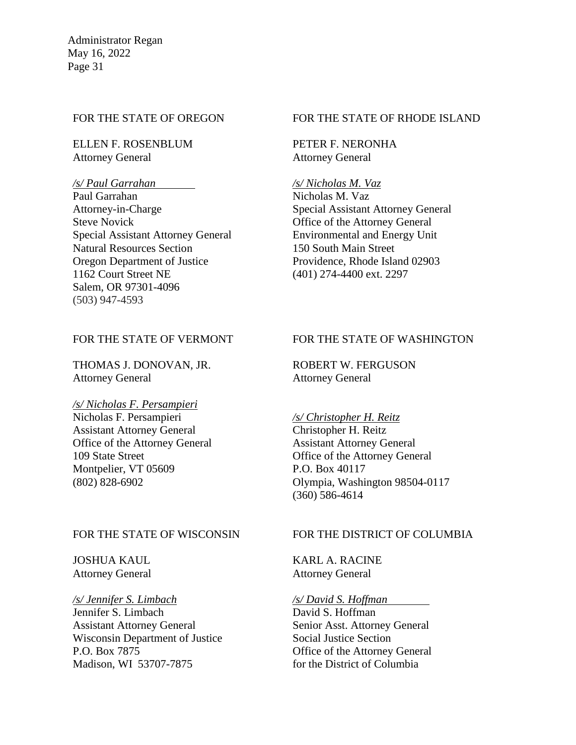FOR THE STATE OF OREGON

ELLEN F. ROSENBLUM
Attorney General

*/s/ Paul Garrahan*
Paul Garrahan
Attorney-in-Charge
Steve Novick
Special Assistant Attorney General
Natural Resources Section
Oregon Department of Justice
1162 Court Street NE
Salem, OR 97301-4096
(503) 947-4593

FOR THE STATE OF RHODE ISLAND

PETER F. NERONHA
Attorney General

*/s/ Nicholas M. Vaz*
Nicholas M. Vaz
Special Assistant Attorney General
Office of the Attorney General
Environmental and Energy Unit
150 South Main Street
Providence, Rhode Island 02903
(401) 274-4400 ext. 2297

FOR THE STATE OF VERMONT

THOMAS J. DONOVAN, JR.
Attorney General

*/s/ Nicholas F. Persampieri*
Nicholas F. Persampieri
Assistant Attorney General
Office of the Attorney General
109 State Street
Montpelier, VT 05609
(802) 828-6902

FOR THE STATE OF WASHINGTON

ROBERT W. FERGUSON
Attorney General

*/s/ Christopher H. Reitz*
Christopher H. Reitz
Assistant Attorney General
Office of the Attorney General
P.O. Box 40117
Olympia, Washington 98504-0117
(360) 586-4614

FOR THE STATE OF WISCONSIN

JOSHUA KAUL
Attorney General

*/s/ Jennifer S. Limbach*
Jennifer S. Limbach
Assistant Attorney General
Wisconsin Department of Justice
P.O. Box 7875
Madison, WI 53707-7875

FOR THE DISTRICT OF COLUMBIA

KARL A. RACINE
Attorney General

*/s/ David S. Hoffman*
David S. Hoffman
Senior Asst. Attorney General
Social Justice Section
Office of the Attorney General
for the District of Columbia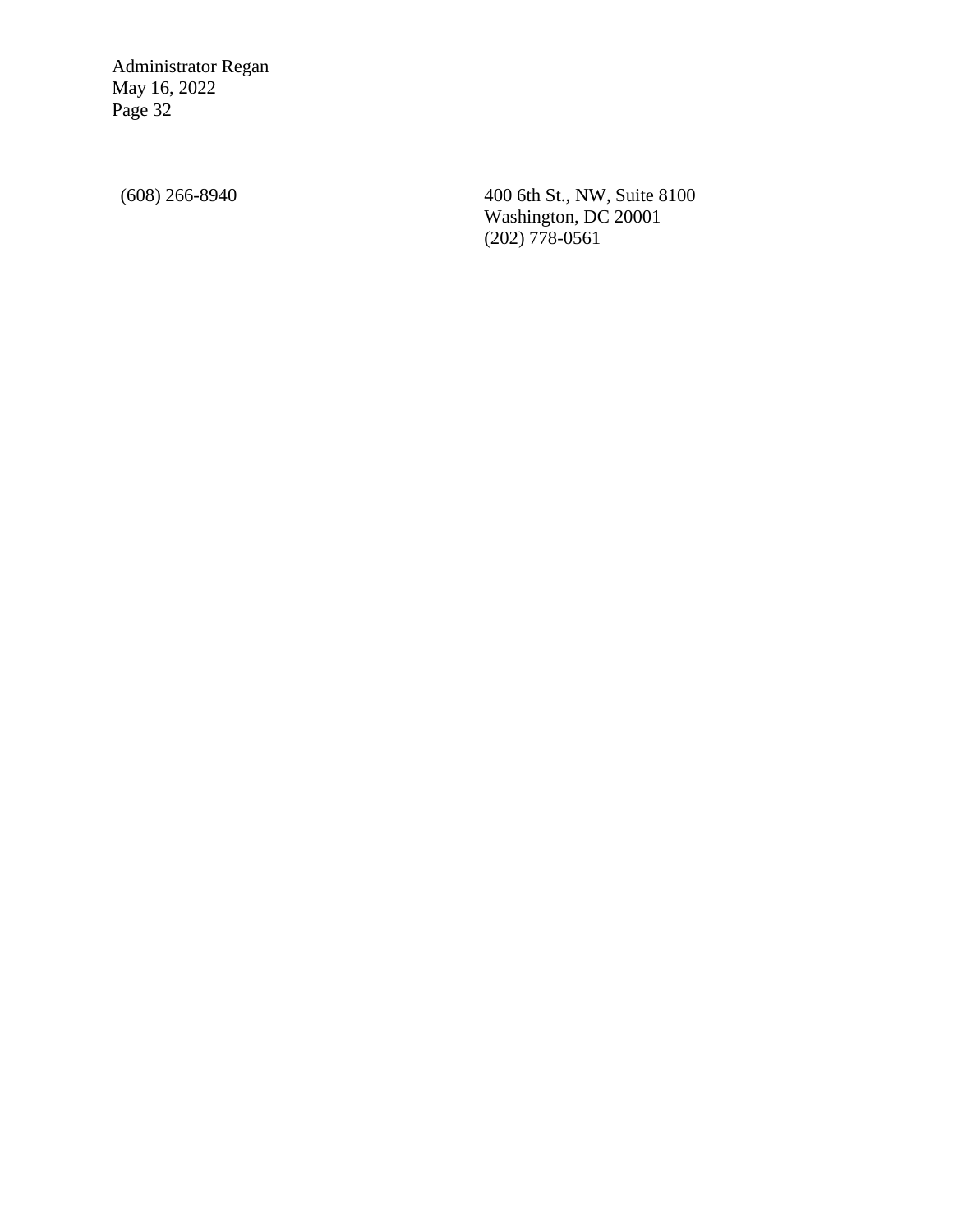(608) 266-8940

400 6th St., NW, Suite 8100
Washington, DC 20001
(202) 778-0561